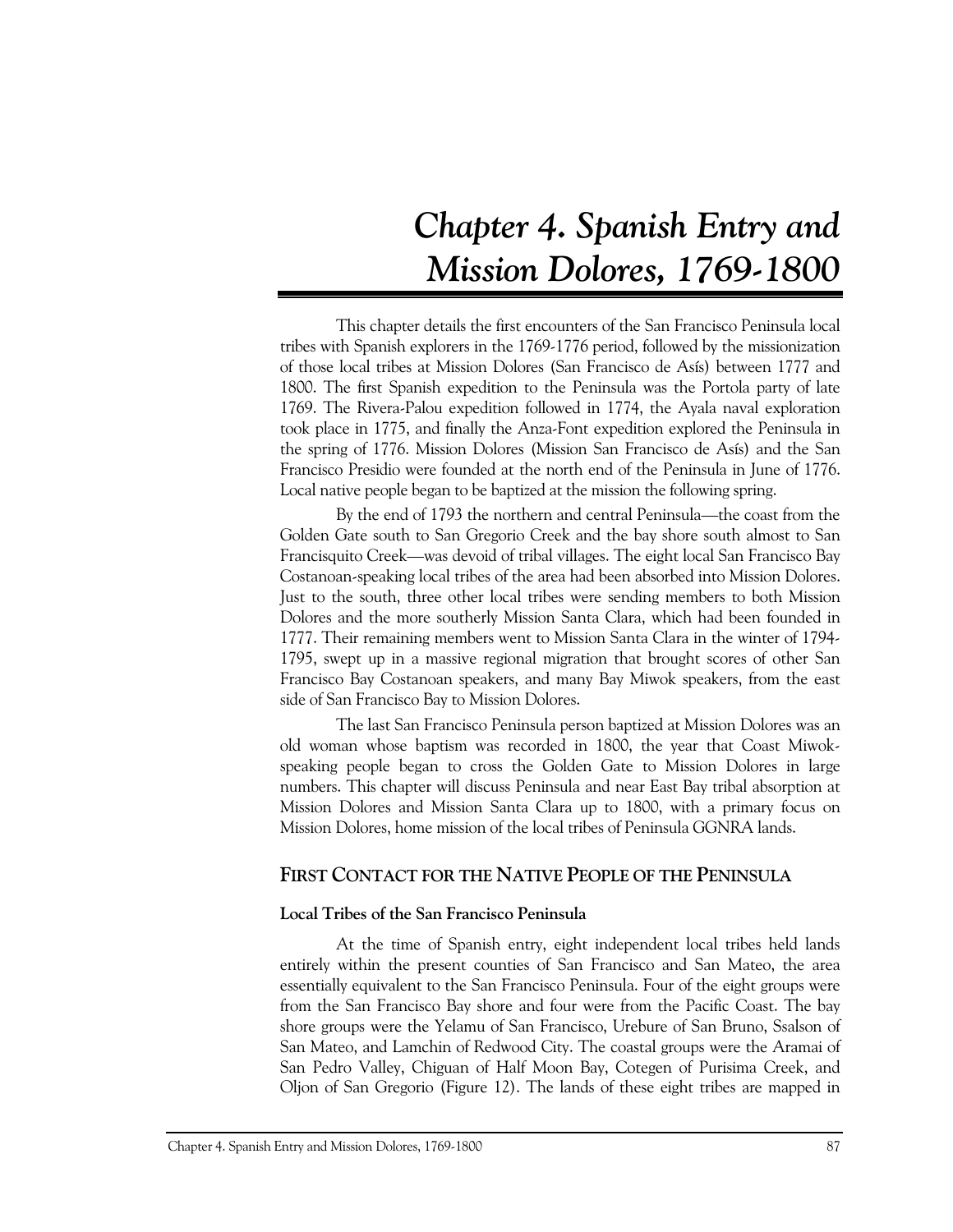# *Chapter 4. Spanish Entry and Mission Dolores, 1769-1800*

This chapter details the first encounters of the San Francisco Peninsula local tribes with Spanish explorers in the 1769-1776 period, followed by the missionization of those local tribes at Mission Dolores (San Francisco de Asís) between 1777 and 1800. The first Spanish expedition to the Peninsula was the Portola party of late 1769. The Rivera-Palou expedition followed in 1774, the Ayala naval exploration took place in 1775, and finally the Anza-Font expedition explored the Peninsula in the spring of 1776. Mission Dolores (Mission San Francisco de Asís) and the San Francisco Presidio were founded at the north end of the Peninsula in June of 1776. Local native people began to be baptized at the mission the following spring.

By the end of 1793 the northern and central Peninsula—the coast from the Golden Gate south to San Gregorio Creek and the bay shore south almost to San Francisquito Creek—was devoid of tribal villages. The eight local San Francisco Bay Costanoan-speaking local tribes of the area had been absorbed into Mission Dolores. Just to the south, three other local tribes were sending members to both Mission Dolores and the more southerly Mission Santa Clara, which had been founded in 1777. Their remaining members went to Mission Santa Clara in the winter of 1794-1795, swept up in a massive regional migration that brought scores of other San Francisco Bay Costanoan speakers, and many Bay Miwok speakers, from the east side of San Francisco Bay to Mission Dolores.

The last San Francisco Peninsula person baptized at Mission Dolores was an old woman whose baptism was recorded in 1800, the year that Coast Miwok-speaking people began to cross the Golden Gate to Mission Dolores in large numbers. This chapter will discuss Peninsula and near East Bay tribal absorption at Mission Dolores and Mission Santa Clara up to 1800, with a primary focus on Mission Dolores, home mission of the local tribes of Peninsula GGNRA lands.

## First Contact for the Native People of the Peninsula

### Local Tribes of the San Francisco Peninsula

At the time of Spanish entry, eight independent local tribes held lands entirely within the present counties of San Francisco and San Mateo, the area essentially equivalent to the San Francisco Peninsula. Four of the eight groups were from the San Francisco Bay shore and four were from the Pacific Coast. The bay shore groups were the Yelamu of San Francisco, Urebure of San Bruno, Ssalson of San Mateo, and Lamchin of Redwood City. The coastal groups were the Aramai of San Pedro Valley, Chiguan of Half Moon Bay, Cotegen of Purisima Creek, and Oljon of San Gregorio (Figure 12). The lands of these eight tribes are mapped in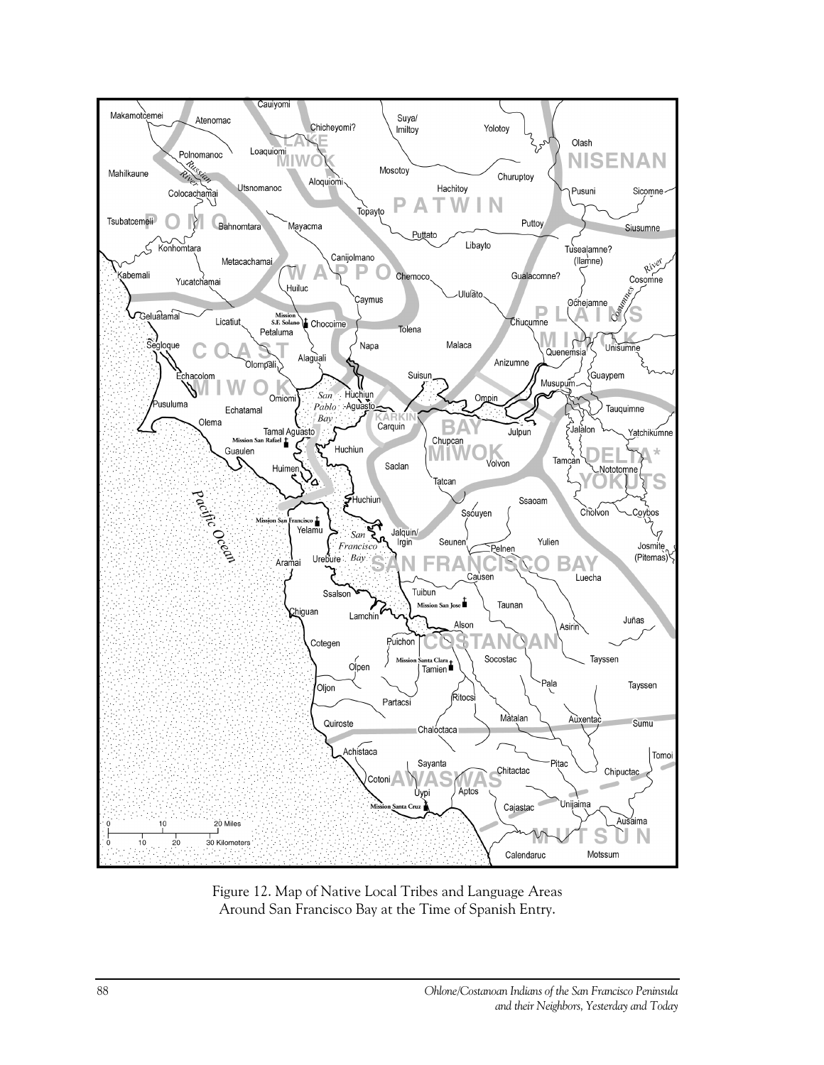Figure 12. Map of Native Local Tribes and Language Areas Around San Francisco Bay at the Time of Spanish Entry.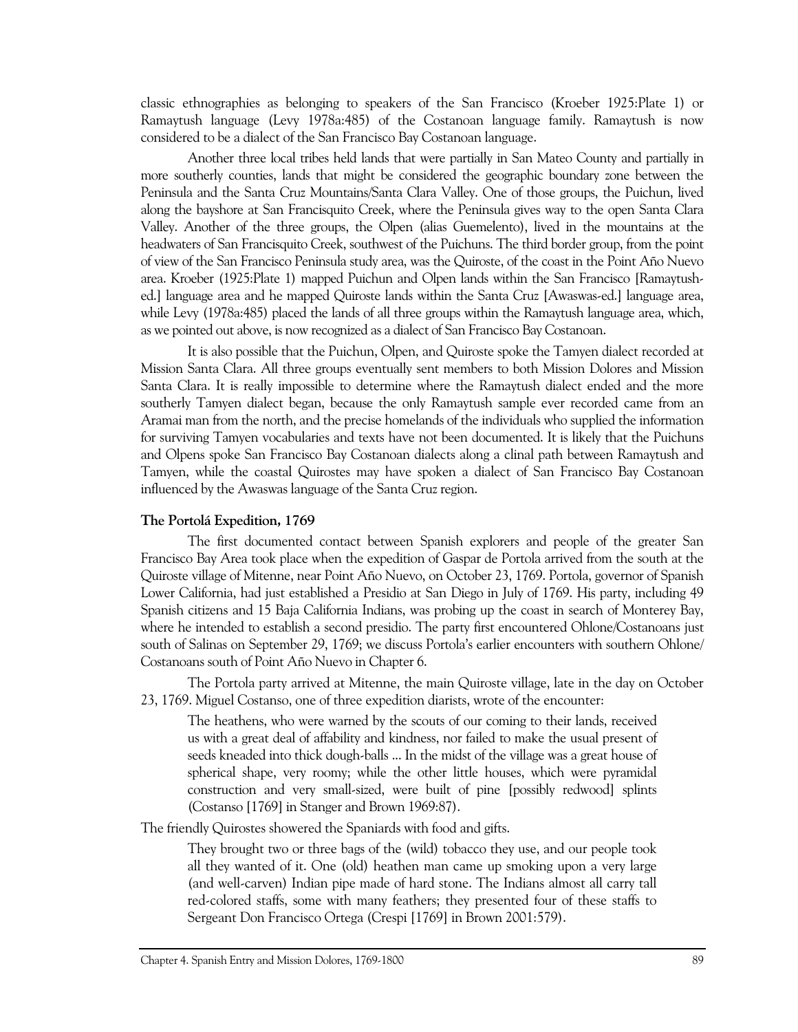classic ethnographies as belonging to speakers of the San Francisco (Kroeber 1925:Plate 1) or Ramaytush language (Levy 1978a:485) of the Costanoan language family. Ramaytush is now considered to be a dialect of the San Francisco Bay Costanoan language.

Another three local tribes held lands that were partially in San Mateo County and partially in more southerly counties, lands that might be considered the geographic boundary zone between the Peninsula and the Santa Cruz Mountains/Santa Clara Valley. One of those groups, the Puichun, lived along the bayshore at San Francisquito Creek, where the Peninsula gives way to the open Santa Clara Valley. Another of the three groups, the Olpen (alias Guemelento), lived in the mountains at the headwaters of San Francisquito Creek, southwest of the Puichuns. The third border group, from the point of view of the San Francisco Peninsula study area, was the Quiroste, of the coast in the Point Año Nuevo area. Kroeber (1925:Plate 1) mapped Puichun and Olpen lands within the San Francisco [Ramaytush-ed.] language area and he mapped Quiroste lands within the Santa Cruz [Awaswas-ed.] language area, while Levy (1978a:485) placed the lands of all three groups within the Ramaytush language area, which, as we pointed out above, is now recognized as a dialect of San Francisco Bay Costanoan.

It is also possible that the Puichun, Olpen, and Quiroste spoke the Tamyen dialect recorded at Mission Santa Clara. All three groups eventually sent members to both Mission Dolores and Mission Santa Clara. It is really impossible to determine where the Ramaytush dialect ended and the more southerly Tamyen dialect began, because the only Ramaytush sample ever recorded came from an Aramai man from the north, and the precise homelands of the individuals who supplied the information for surviving Tamyen vocabularies and texts have not been documented. It is likely that the Puichuns and Olpens spoke San Francisco Bay Costanoan dialects along a clinal path between Ramaytush and Tamyen, while the coastal Quirostes may have spoken a dialect of San Francisco Bay Costanoan influenced by the Awaswas language of the Santa Cruz region.

### The Portolá Expedition, 1769

The first documented contact between Spanish explorers and people of the greater San Francisco Bay Area took place when the expedition of Gaspar de Portola arrived from the south at the Quiroste village of Mitenne, near Point Año Nuevo, on October 23, 1769. Portola, governor of Spanish Lower California, had just established a Presidio at San Diego in July of 1769. His party, including 49 Spanish citizens and 15 Baja California Indians, was probing up the coast in search of Monterey Bay, where he intended to establish a second presidio. The party first encountered Ohlone/Costanoans just south of Salinas on September 29, 1769; we discuss Portola's earlier encounters with southern Ohlone/Costanoans south of Point Año Nuevo in Chapter 6.

The Portola party arrived at Mitenne, the main Quiroste village, late in the day on October 23, 1769. Miguel Costanso, one of three expedition diarists, wrote of the encounter:

> The heathens, who were warned by the scouts of our coming to their lands, received us with a great deal of affability and kindness, nor failed to make the usual present of seeds kneaded into thick dough-balls ... In the midst of the village was a great house of spherical shape, very roomy; while the other little houses, which were pyramidal construction and very small-sized, were built of pine [possibly redwood] splints (Costanso [1769] in Stanger and Brown 1969:87).

The friendly Quirostes showered the Spaniards with food and gifts.

> They brought two or three bags of the (wild) tobacco they use, and our people took all they wanted of it. One (old) heathen man came up smoking upon a very large (and well-carven) Indian pipe made of hard stone. The Indians almost all carry tall red-colored staffs, some with many feathers; they presented four of these staffs to Sergeant Don Francisco Ortega (Crespi [1769] in Brown 2001:579).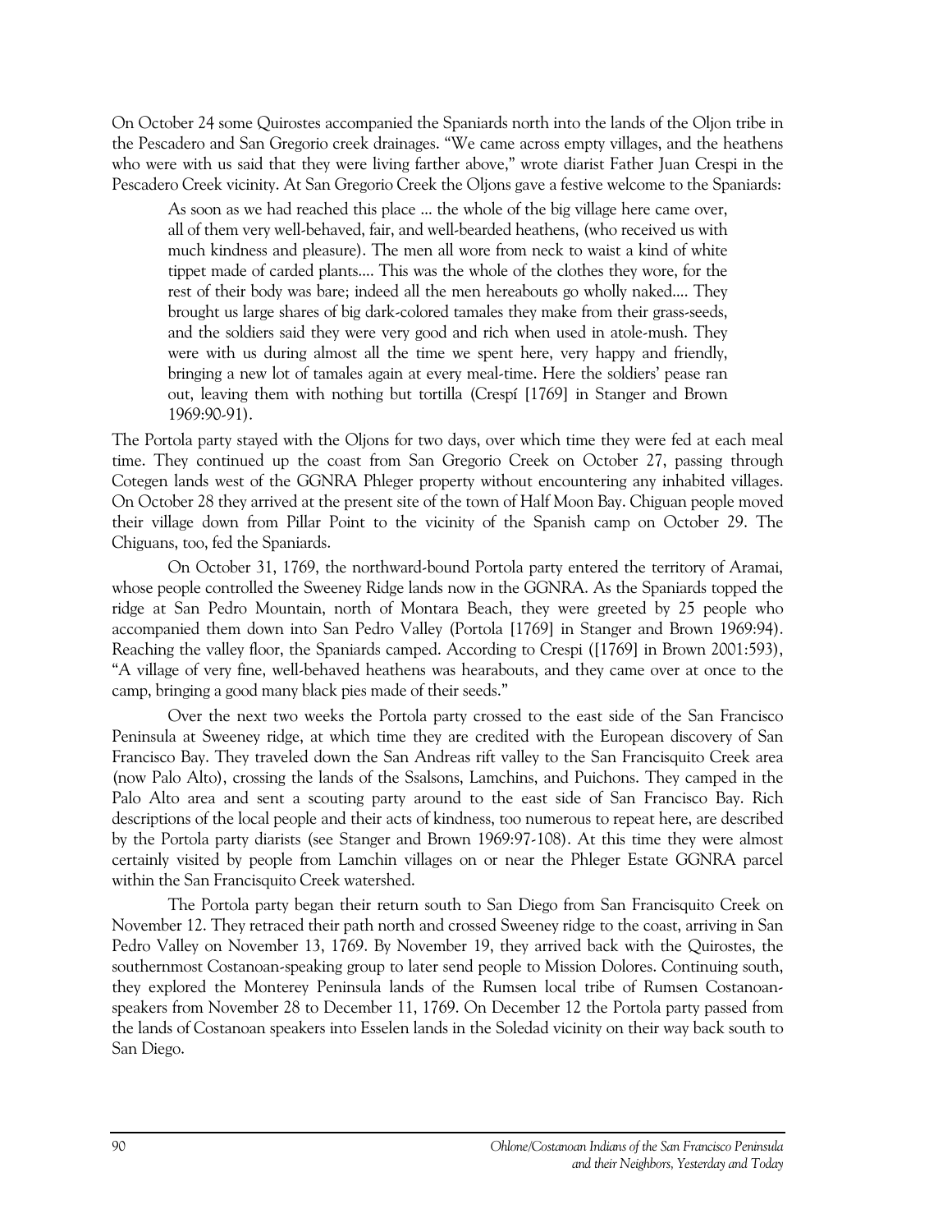On October 24 some Quirostes accompanied the Spaniards north into the lands of the Oljon tribe in the Pescadero and San Gregorio creek drainages. "We came across empty villages, and the heathens who were with us said that they were living farther above," wrote diarist Father Juan Crespi in the Pescadero Creek vicinity. At San Gregorio Creek the Oljons gave a festive welcome to the Spaniards:

> As soon as we had reached this place ... the whole of the big village here came over, all of them very well-behaved, fair, and well-bearded heathens, (who received us with much kindness and pleasure). The men all wore from neck to waist a kind of white tippet made of carded plants.... This was the whole of the clothes they wore, for the rest of their body was bare; indeed all the men hereabouts go wholly naked.... They brought us large shares of big dark-colored tamales they make from their grass-seeds, and the soldiers said they were very good and rich when used in atole-mush. They were with us during almost all the time we spent here, very happy and friendly, bringing a new lot of tamales again at every meal-time. Here the soldiers' pease ran out, leaving them with nothing but tortilla (Crespí [1769] in Stanger and Brown 1969:90-91).

The Portola party stayed with the Oljons for two days, over which time they were fed at each meal time. They continued up the coast from San Gregorio Creek on October 27, passing through Cotegen lands west of the GGNRA Phleger property without encountering any inhabited villages. On October 28 they arrived at the present site of the town of Half Moon Bay. Chiguan people moved their village down from Pillar Point to the vicinity of the Spanish camp on October 29. The Chiguans, too, fed the Spaniards.

On October 31, 1769, the northward-bound Portola party entered the territory of Aramai, whose people controlled the Sweeney Ridge lands now in the GGNRA. As the Spaniards topped the ridge at San Pedro Mountain, north of Montara Beach, they were greeted by 25 people who accompanied them down into San Pedro Valley (Portola [1769] in Stanger and Brown 1969:94). Reaching the valley floor, the Spaniards camped. According to Crespi ([1769] in Brown 2001:593), "A village of very fine, well-behaved heathens was hearabouts, and they came over at once to the camp, bringing a good many black pies made of their seeds."

Over the next two weeks the Portola party crossed to the east side of the San Francisco Peninsula at Sweeney ridge, at which time they are credited with the European discovery of San Francisco Bay. They traveled down the San Andreas rift valley to the San Francisquito Creek area (now Palo Alto), crossing the lands of the Ssalsons, Lamchins, and Puichons. They camped in the Palo Alto area and sent a scouting party around to the east side of San Francisco Bay. Rich descriptions of the local people and their acts of kindness, too numerous to repeat here, are described by the Portola party diarists (see Stanger and Brown 1969:97-108). At this time they were almost certainly visited by people from Lamchin villages on or near the Phleger Estate GGNRA parcel within the San Francisquito Creek watershed.

The Portola party began their return south to San Diego from San Francisquito Creek on November 12. They retraced their path north and crossed Sweeney ridge to the coast, arriving in San Pedro Valley on November 13, 1769. By November 19, they arrived back with the Quirostes, the southernmost Costanoan-speaking group to later send people to Mission Dolores. Continuing south, they explored the Monterey Peninsula lands of the Rumsen local tribe of Rumsen Costanoan-speakers from November 28 to December 11, 1769. On December 12 the Portola party passed from the lands of Costanoan speakers into Esselen lands in the Soledad vicinity on their way back south to San Diego.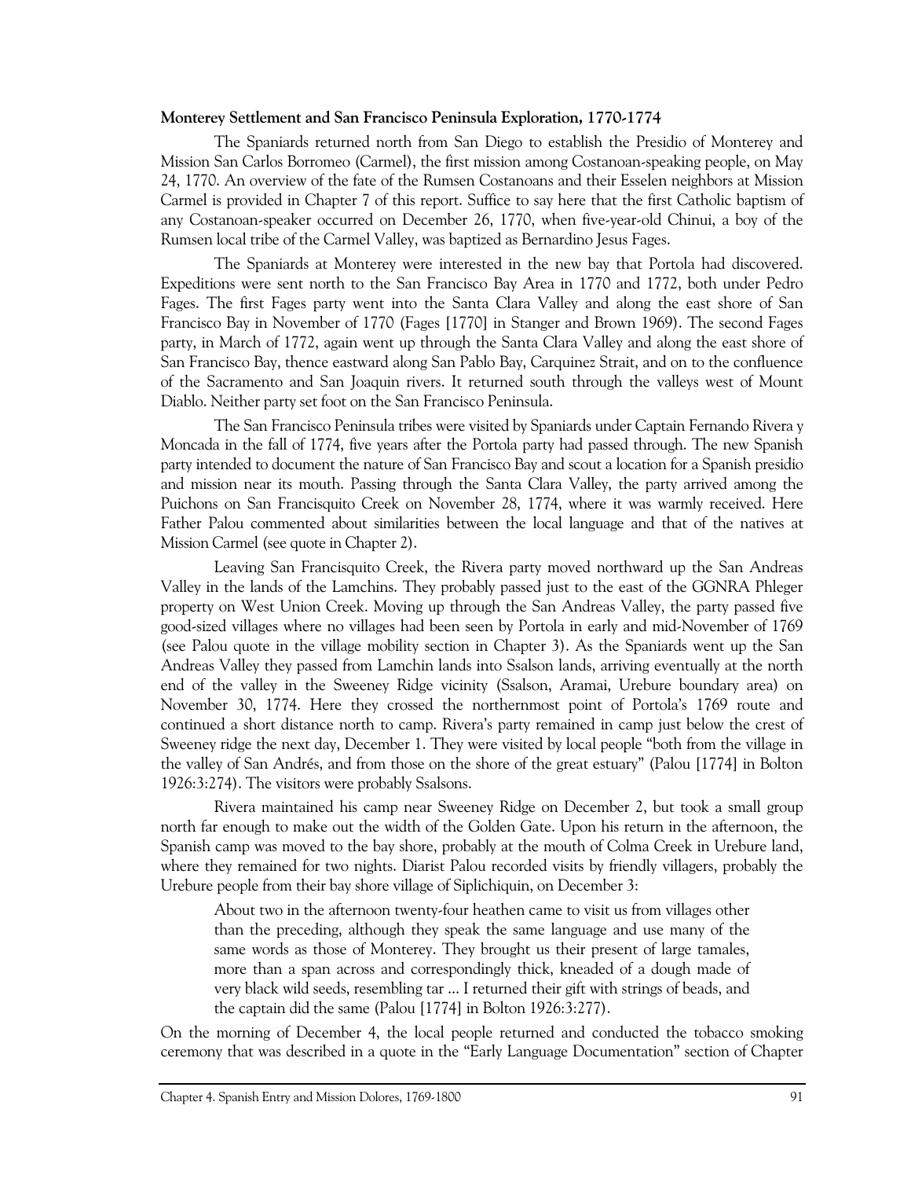**Monterey Settlement and San Francisco Peninsula Exploration, 1770-1774**

The Spaniards returned north from San Diego to establish the Presidio of Monterey and Mission San Carlos Borromeo (Carmel), the first mission among Costanoan-speaking people, on May 24, 1770. An overview of the fate of the Rumsen Costanoans and their Esselen neighbors at Mission Carmel is provided in Chapter 7 of this report. Suffice to say here that the first Catholic baptism of any Costanoan-speaker occurred on December 26, 1770, when five-year-old Chinui, a boy of the Rumsen local tribe of the Carmel Valley, was baptized as Bernardino Jesus Fages.

The Spaniards at Monterey were interested in the new bay that Portola had discovered. Expeditions were sent north to the San Francisco Bay Area in 1770 and 1772, both under Pedro Fages. The first Fages party went into the Santa Clara Valley and along the east shore of San Francisco Bay in November of 1770 (Fages [1770] in Stanger and Brown 1969). The second Fages party, in March of 1772, again went up through the Santa Clara Valley and along the east shore of San Francisco Bay, thence eastward along San Pablo Bay, Carquinez Strait, and on to the confluence of the Sacramento and San Joaquin rivers. It returned south through the valleys west of Mount Diablo. Neither party set foot on the San Francisco Peninsula.

The San Francisco Peninsula tribes were visited by Spaniards under Captain Fernando Rivera y Moncada in the fall of 1774, five years after the Portola party had passed through. The new Spanish party intended to document the nature of San Francisco Bay and scout a location for a Spanish presidio and mission near its mouth. Passing through the Santa Clara Valley, the party arrived among the Puichons on San Francisquito Creek on November 28, 1774, where it was warmly received. Here Father Palou commented about similarities between the local language and that of the natives at Mission Carmel (see quote in Chapter 2).

Leaving San Francisquito Creek, the Rivera party moved northward up the San Andreas Valley in the lands of the Lamchins. They probably passed just to the east of the GGNRA Phleger property on West Union Creek. Moving up through the San Andreas Valley, the party passed five good-sized villages where no villages had been seen by Portola in early and mid-November of 1769 (see Palou quote in the village mobility section in Chapter 3). As the Spaniards went up the San Andreas Valley they passed from Lamchin lands into Ssalson lands, arriving eventually at the north end of the valley in the Sweeney Ridge vicinity (Ssalson, Aramai, Urebure boundary area) on November 30, 1774. Here they crossed the northernmost point of Portola's 1769 route and continued a short distance north to camp. Rivera's party remained in camp just below the crest of Sweeney ridge the next day, December 1. They were visited by local people "both from the village in the valley of San Andrés, and from those on the shore of the great estuary" (Palou [1774] in Bolton 1926:3:274). The visitors were probably Ssalsons.

Rivera maintained his camp near Sweeney Ridge on December 2, but took a small group north far enough to make out the width of the Golden Gate. Upon his return in the afternoon, the Spanish camp was moved to the bay shore, probably at the mouth of Colma Creek in Urebure land, where they remained for two nights. Diarist Palou recorded visits by friendly villagers, probably the Urebure people from their bay shore village of Siplichiquin, on December 3:

> About two in the afternoon twenty-four heathen came to visit us from villages other than the preceding, although they speak the same language and use many of the same words as those of Monterey. They brought us their present of large tamales, more than a span across and correspondingly thick, kneaded of a dough made of very black wild seeds, resembling tar ... I returned their gift with strings of beads, and the captain did the same (Palou [1774] in Bolton 1926:3:277).

On the morning of December 4, the local people returned and conducted the tobacco smoking ceremony that was described in a quote in the "Early Language Documentation" section of Chapter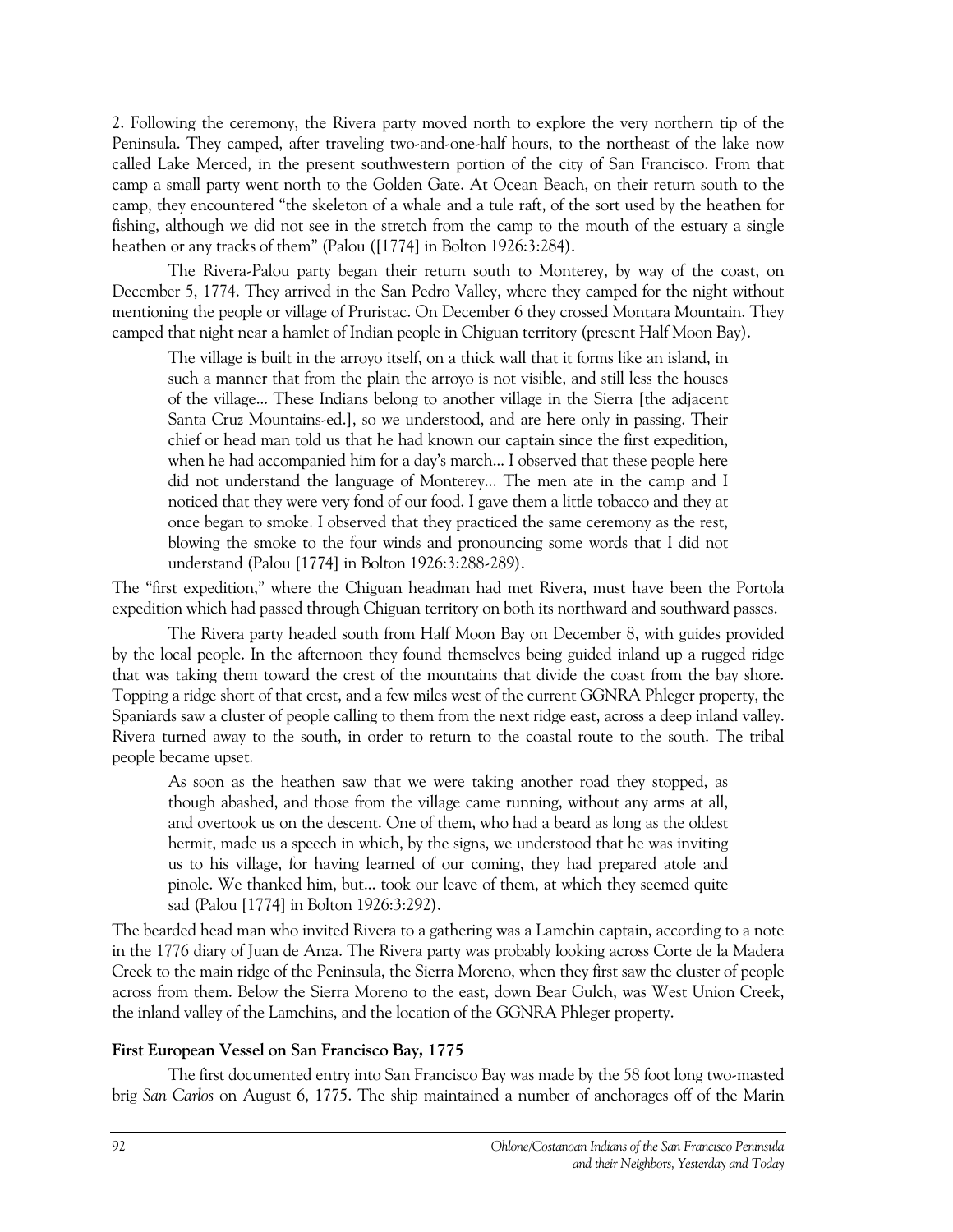2. Following the ceremony, the Rivera party moved north to explore the very northern tip of the Peninsula. They camped, after traveling two-and-one-half hours, to the northeast of the lake now called Lake Merced, in the present southwestern portion of the city of San Francisco. From that camp a small party went north to the Golden Gate. At Ocean Beach, on their return south to the camp, they encountered "the skeleton of a whale and a tule raft, of the sort used by the heathen for fishing, although we did not see in the stretch from the camp to the mouth of the estuary a single heathen or any tracks of them" (Palou ([1774] in Bolton 1926:3:284).

The Rivera-Palou party began their return south to Monterey, by way of the coast, on December 5, 1774. They arrived in the San Pedro Valley, where they camped for the night without mentioning the people or village of Pruristac. On December 6 they crossed Montara Mountain. They camped that night near a hamlet of Indian people in Chiguan territory (present Half Moon Bay).

> The village is built in the arroyo itself, on a thick wall that it forms like an island, in such a manner that from the plain the arroyo is not visible, and still less the houses of the village... These Indians belong to another village in the Sierra [the adjacent Santa Cruz Mountains-ed.], so we understood, and are here only in passing. Their chief or head man told us that he had known our captain since the first expedition, when he had accompanied him for a day's march... I observed that these people here did not understand the language of Monterey... The men ate in the camp and I noticed that they were very fond of our food. I gave them a little tobacco and they at once began to smoke. I observed that they practiced the same ceremony as the rest, blowing the smoke to the four winds and pronouncing some words that I did not understand (Palou [1774] in Bolton 1926:3:288-289).

The "first expedition," where the Chiguan headman had met Rivera, must have been the Portola expedition which had passed through Chiguan territory on both its northward and southward passes.

The Rivera party headed south from Half Moon Bay on December 8, with guides provided by the local people. In the afternoon they found themselves being guided inland up a rugged ridge that was taking them toward the crest of the mountains that divide the coast from the bay shore. Topping a ridge short of that crest, and a few miles west of the current GGNRA Phleger property, the Spaniards saw a cluster of people calling to them from the next ridge east, across a deep inland valley. Rivera turned away to the south, in order to return to the coastal route to the south. The tribal people became upset.

> As soon as the heathen saw that we were taking another road they stopped, as though abashed, and those from the village came running, without any arms at all, and overtook us on the descent. One of them, who had a beard as long as the oldest hermit, made us a speech in which, by the signs, we understood that he was inviting us to his village, for having learned of our coming, they had prepared atole and pinole. We thanked him, but... took our leave of them, at which they seemed quite sad (Palou [1774] in Bolton 1926:3:292).

The bearded head man who invited Rivera to a gathering was a Lamchin captain, according to a note in the 1776 diary of Juan de Anza. The Rivera party was probably looking across Corte de la Madera Creek to the main ridge of the Peninsula, the Sierra Moreno, when they first saw the cluster of people across from them. Below the Sierra Moreno to the east, down Bear Gulch, was West Union Creek, the inland valley of the Lamchins, and the location of the GGNRA Phleger property.

**First European Vessel on San Francisco Bay, 1775**

The first documented entry into San Francisco Bay was made by the 58 foot long two-masted brig *San Carlos* on August 6, 1775. The ship maintained a number of anchorages off of the Marin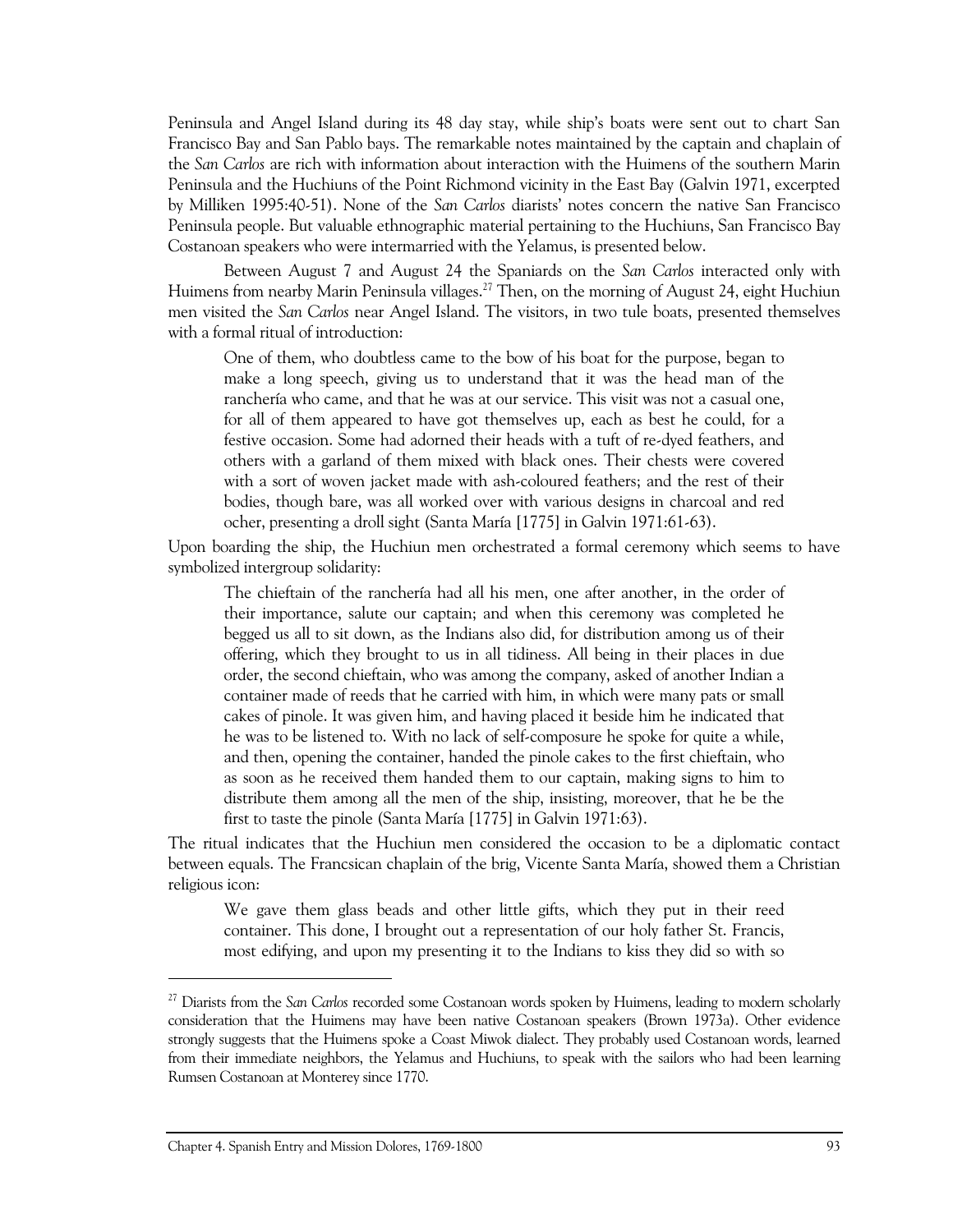Peninsula and Angel Island during its 48 day stay, while ship's boats were sent out to chart San Francisco Bay and San Pablo bays. The remarkable notes maintained by the captain and chaplain of the *San Carlos* are rich with information about interaction with the Huimens of the southern Marin Peninsula and the Huchiuns of the Point Richmond vicinity in the East Bay (Galvin 1971, excerpted by Milliken 1995:40-51). None of the *San Carlos* diarists' notes concern the native San Francisco Peninsula people. But valuable ethnographic material pertaining to the Huchiuns, San Francisco Bay Costanoan speakers who were intermarried with the Yelamus, is presented below.

Between August 7 and August 24 the Spaniards on the *San Carlos* interacted only with Huimens from nearby Marin Peninsula villages.[27] Then, on the morning of August 24, eight Huchiun men visited the *San Carlos* near Angel Island. The visitors, in two tule boats, presented themselves with a formal ritual of introduction:

> One of them, who doubtless came to the bow of his boat for the purpose, began to make a long speech, giving us to understand that it was the head man of the ranchería who came, and that he was at our service. This visit was not a casual one, for all of them appeared to have got themselves up, each as best he could, for a festive occasion. Some had adorned their heads with a tuft of re-dyed feathers, and others with a garland of them mixed with black ones. Their chests were covered with a sort of woven jacket made with ash-coloured feathers; and the rest of their bodies, though bare, was all worked over with various designs in charcoal and red ocher, presenting a droll sight (Santa María [1775] in Galvin 1971:61-63).

Upon boarding the ship, the Huchiun men orchestrated a formal ceremony which seems to have symbolized intergroup solidarity:

> The chieftain of the ranchería had all his men, one after another, in the order of their importance, salute our captain; and when this ceremony was completed he begged us all to sit down, as the Indians also did, for distribution among us of their offering, which they brought to us in all tidiness. All being in their places in due order, the second chieftain, who was among the company, asked of another Indian a container made of reeds that he carried with him, in which were many pats or small cakes of pinole. It was given him, and having placed it beside him he indicated that he was to be listened to. With no lack of self-composure he spoke for quite a while, and then, opening the container, handed the pinole cakes to the first chieftain, who as soon as he received them handed them to our captain, making signs to him to distribute them among all the men of the ship, insisting, moreover, that he be the first to taste the pinole (Santa María [1775] in Galvin 1971:63).

The ritual indicates that the Huchiun men considered the occasion to be a diplomatic contact between equals. The Francsican chaplain of the brig, Vicente Santa María, showed them a Christian religious icon:

> We gave them glass beads and other little gifts, which they put in their reed container. This done, I brought out a representation of our holy father St. Francis, most edifying, and upon my presenting it to the Indians to kiss they did so with so

[27] Diarists from the *San Carlos* recorded some Costanoan words spoken by Huimens, leading to modern scholarly consideration that the Huimens may have been native Costanoan speakers (Brown 1973a). Other evidence strongly suggests that the Huimens spoke a Coast Miwok dialect. They probably used Costanoan words, learned from their immediate neighbors, the Yelamus and Huchiuns, to speak with the sailors who had been learning Rumsen Costanoan at Monterey since 1770.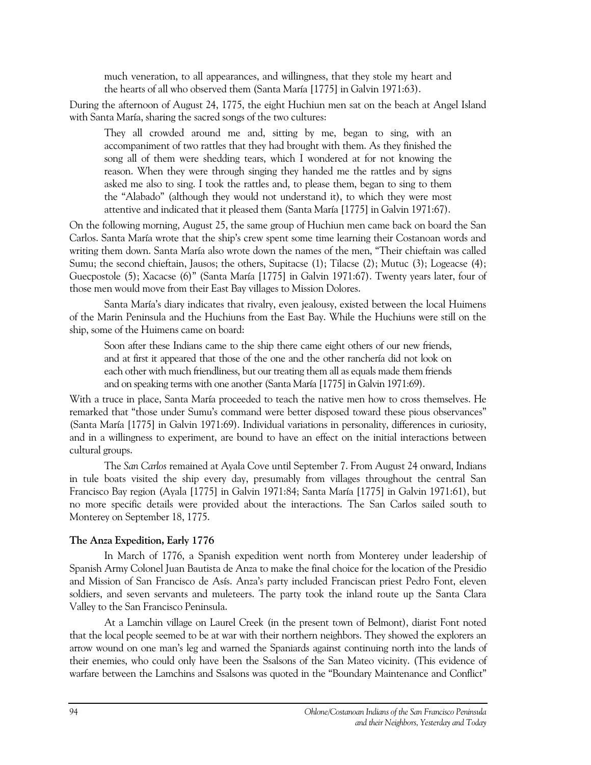> much veneration, to all appearances, and willingness, that they stole my heart and the hearts of all who observed them (Santa María [1775] in Galvin 1971:63).

During the afternoon of August 24, 1775, the eight Huchiun men sat on the beach at Angel Island with Santa María, sharing the sacred songs of the two cultures:

> They all crowded around me and, sitting by me, began to sing, with an accompaniment of two rattles that they had brought with them. As they finished the song all of them were shedding tears, which I wondered at for not knowing the reason. When they were through singing they handed me the rattles and by signs asked me also to sing. I took the rattles and, to please them, began to sing to them the "Alabado" (although they would not understand it), to which they were most attentive and indicated that it pleased them (Santa María [1775] in Galvin 1971:67).

On the following morning, August 25, the same group of Huchiun men came back on board the San Carlos. Santa María wrote that the ship's crew spent some time learning their Costanoan words and writing them down. Santa María also wrote down the names of the men, "Their chieftain was called Sumu; the second chieftain, Jausos; the others, Supitacse (1); Tilacse (2); Mutuc (3); Logeacse (4); Guecpostole (5); Xacacse (6)" (Santa María [1775] in Galvin 1971:67). Twenty years later, four of those men would move from their East Bay villages to Mission Dolores.

Santa María's diary indicates that rivalry, even jealousy, existed between the local Huimens of the Marin Peninsula and the Huchiuns from the East Bay. While the Huchiuns were still on the ship, some of the Huimens came on board:

> Soon after these Indians came to the ship there came eight others of our new friends, and at first it appeared that those of the one and the other ranchería did not look on each other with much friendliness, but our treating them all as equals made them friends and on speaking terms with one another (Santa María [1775] in Galvin 1971:69).

With a truce in place, Santa María proceeded to teach the native men how to cross themselves. He remarked that "those under Sumu's command were better disposed toward these pious observances" (Santa María [1775] in Galvin 1971:69). Individual variations in personality, differences in curiosity, and in a willingness to experiment, are bound to have an effect on the initial interactions between cultural groups.

The *San Carlos* remained at Ayala Cove until September 7. From August 24 onward, Indians in tule boats visited the ship every day, presumably from villages throughout the central San Francisco Bay region (Ayala [1775] in Galvin 1971:84; Santa María [1775] in Galvin 1971:61), but no more specific details were provided about the interactions. The San Carlos sailed south to Monterey on September 18, 1775.

### The Anza Expedition, Early 1776

In March of 1776, a Spanish expedition went north from Monterey under leadership of Spanish Army Colonel Juan Bautista de Anza to make the final choice for the location of the Presidio and Mission of San Francisco de Asís. Anza's party included Franciscan priest Pedro Font, eleven soldiers, and seven servants and muleteers. The party took the inland route up the Santa Clara Valley to the San Francisco Peninsula.

At a Lamchin village on Laurel Creek (in the present town of Belmont), diarist Font noted that the local people seemed to be at war with their northern neighbors. They showed the explorers an arrow wound on one man's leg and warned the Spaniards against continuing north into the lands of their enemies, who could only have been the Ssalsons of the San Mateo vicinity. (This evidence of warfare between the Lamchins and Ssalsons was quoted in the "Boundary Maintenance and Conflict"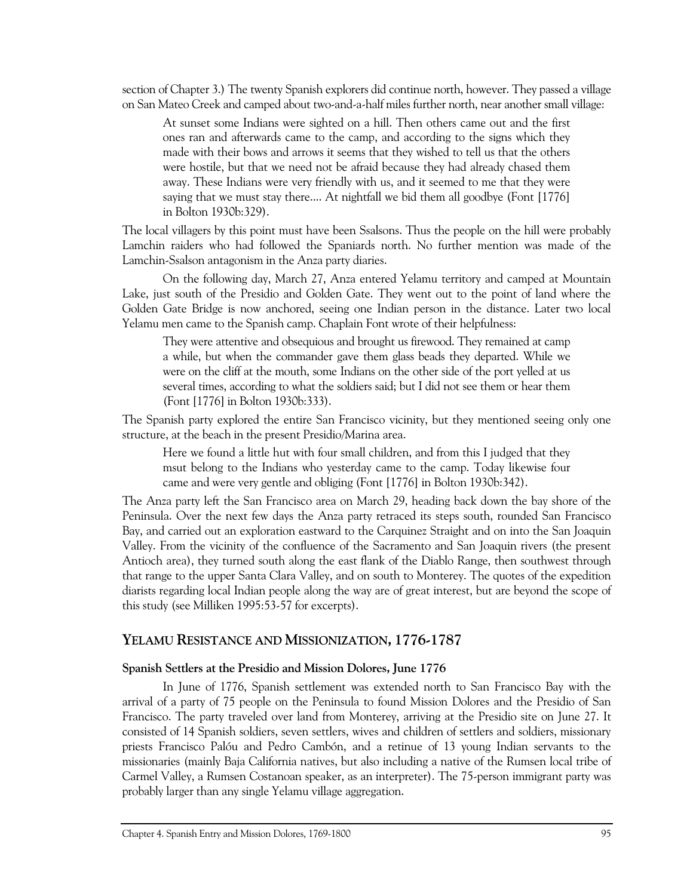section of Chapter 3.) The twenty Spanish explorers did continue north, however. They passed a village on San Mateo Creek and camped about two-and-a-half miles further north, near another small village:

> At sunset some Indians were sighted on a hill. Then others came out and the first ones ran and afterwards came to the camp, and according to the signs which they made with their bows and arrows it seems that they wished to tell us that the others were hostile, but that we need not be afraid because they had already chased them away. These Indians were very friendly with us, and it seemed to me that they were saying that we must stay there.... At nightfall we bid them all goodbye (Font [1776] in Bolton 1930b:329).

The local villagers by this point must have been Ssalsons. Thus the people on the hill were probably Lamchin raiders who had followed the Spaniards north. No further mention was made of the Lamchin-Ssalson antagonism in the Anza party diaries.

On the following day, March 27, Anza entered Yelamu territory and camped at Mountain Lake, just south of the Presidio and Golden Gate. They went out to the point of land where the Golden Gate Bridge is now anchored, seeing one Indian person in the distance. Later two local Yelamu men came to the Spanish camp. Chaplain Font wrote of their helpfulness:

> They were attentive and obsequious and brought us firewood. They remained at camp a while, but when the commander gave them glass beads they departed. While we were on the cliff at the mouth, some Indians on the other side of the port yelled at us several times, according to what the soldiers said; but I did not see them or hear them (Font [1776] in Bolton 1930b:333).

The Spanish party explored the entire San Francisco vicinity, but they mentioned seeing only one structure, at the beach in the present Presidio/Marina area.

> Here we found a little hut with four small children, and from this I judged that they msut belong to the Indians who yesterday came to the camp. Today likewise four came and were very gentle and obliging (Font [1776] in Bolton 1930b:342).

The Anza party left the San Francisco area on March 29, heading back down the bay shore of the Peninsula. Over the next few days the Anza party retraced its steps south, rounded San Francisco Bay, and carried out an exploration eastward to the Carquinez Straight and on into the San Joaquin Valley. From the vicinity of the confluence of the Sacramento and San Joaquin rivers (the present Antioch area), they turned south along the east flank of the Diablo Range, then southwest through that range to the upper Santa Clara Valley, and on south to Monterey. The quotes of the expedition diarists regarding local Indian people along the way are of great interest, but are beyond the scope of this study (see Milliken 1995:53-57 for excerpts).

## Yelamu Resistance and Missionization, 1776-1787

### Spanish Settlers at the Presidio and Mission Dolores, June 1776

In June of 1776, Spanish settlement was extended north to San Francisco Bay with the arrival of a party of 75 people on the Peninsula to found Mission Dolores and the Presidio of San Francisco. The party traveled over land from Monterey, arriving at the Presidio site on June 27. It consisted of 14 Spanish soldiers, seven settlers, wives and children of settlers and soldiers, missionary priests Francisco Palóu and Pedro Cambón, and a retinue of 13 young Indian servants to the missionaries (mainly Baja California natives, but also including a native of the Rumsen local tribe of Carmel Valley, a Rumsen Costanoan speaker, as an interpreter). The 75-person immigrant party was probably larger than any single Yelamu village aggregation.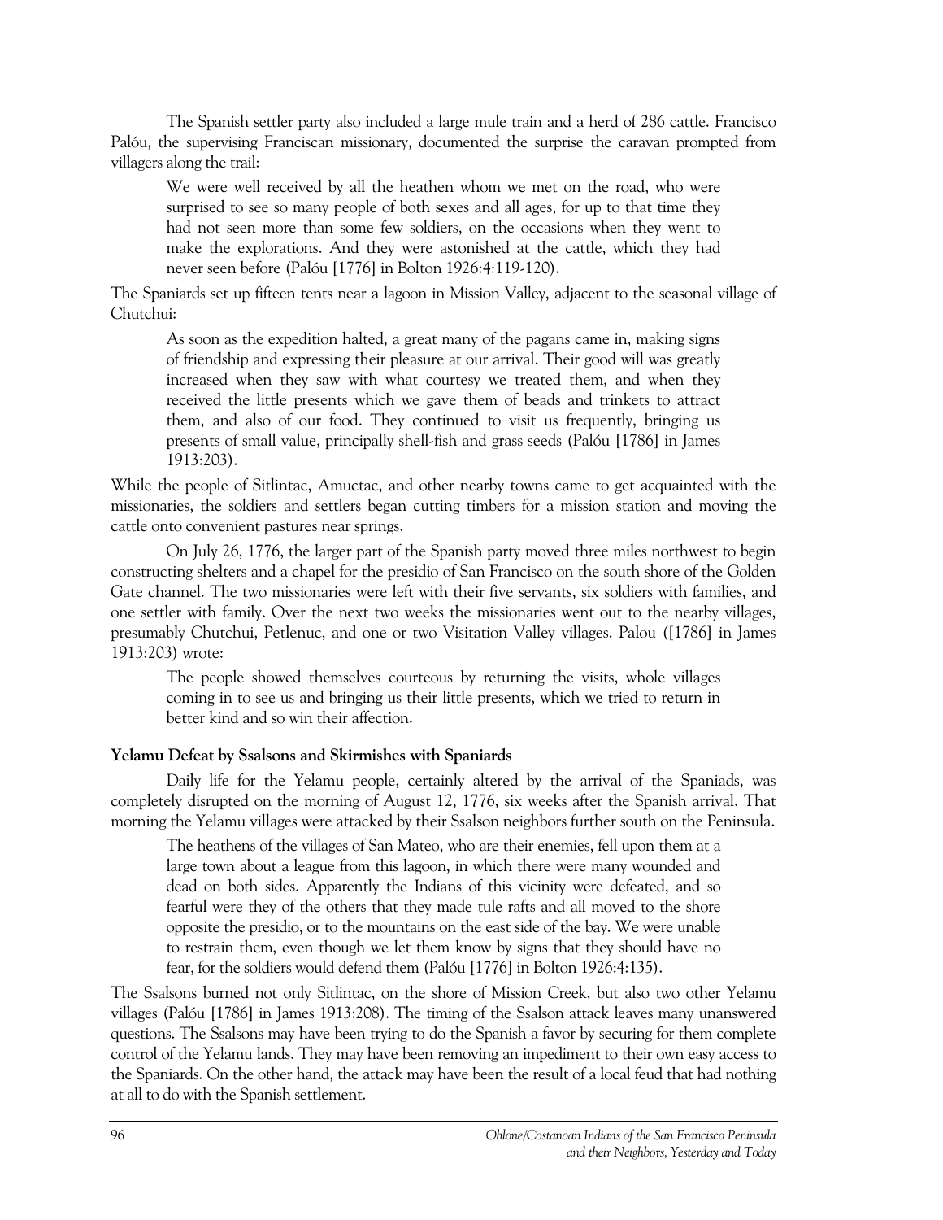The Spanish settler party also included a large mule train and a herd of 286 cattle. Francisco Palóu, the supervising Franciscan missionary, documented the surprise the caravan prompted from villagers along the trail:

> We were well received by all the heathen whom we met on the road, who were surprised to see so many people of both sexes and all ages, for up to that time they had not seen more than some few soldiers, on the occasions when they went to make the explorations. And they were astonished at the cattle, which they had never seen before (Palóu [1776] in Bolton 1926:4:119-120).

The Spaniards set up fifteen tents near a lagoon in Mission Valley, adjacent to the seasonal village of Chutchui:

> As soon as the expedition halted, a great many of the pagans came in, making signs of friendship and expressing their pleasure at our arrival. Their good will was greatly increased when they saw with what courtesy we treated them, and when they received the little presents which we gave them of beads and trinkets to attract them, and also of our food. They continued to visit us frequently, bringing us presents of small value, principally shell-fish and grass seeds (Palóu [1786] in James 1913:203).

While the people of Sitlintac, Amuctac, and other nearby towns came to get acquainted with the missionaries, the soldiers and settlers began cutting timbers for a mission station and moving the cattle onto convenient pastures near springs.

On July 26, 1776, the larger part of the Spanish party moved three miles northwest to begin constructing shelters and a chapel for the presidio of San Francisco on the south shore of the Golden Gate channel. The two missionaries were left with their five servants, six soldiers with families, and one settler with family. Over the next two weeks the missionaries went out to the nearby villages, presumably Chutchui, Petlenuc, and one or two Visitation Valley villages. Palou ([1786] in James 1913:203) wrote:

> The people showed themselves courteous by returning the visits, whole villages coming in to see us and bringing us their little presents, which we tried to return in better kind and so win their affection.

### Yelamu Defeat by Ssalsons and Skirmishes with Spaniards

Daily life for the Yelamu people, certainly altered by the arrival of the Spaniads, was completely disrupted on the morning of August 12, 1776, six weeks after the Spanish arrival. That morning the Yelamu villages were attacked by their Ssalson neighbors further south on the Peninsula.

> The heathens of the villages of San Mateo, who are their enemies, fell upon them at a large town about a league from this lagoon, in which there were many wounded and dead on both sides. Apparently the Indians of this vicinity were defeated, and so fearful were they of the others that they made tule rafts and all moved to the shore opposite the presidio, or to the mountains on the east side of the bay. We were unable to restrain them, even though we let them know by signs that they should have no fear, for the soldiers would defend them (Palóu [1776] in Bolton 1926:4:135).

The Ssalsons burned not only Sitlintac, on the shore of Mission Creek, but also two other Yelamu villages (Palóu [1786] in James 1913:208). The timing of the Ssalson attack leaves many unanswered questions. The Ssalsons may have been trying to do the Spanish a favor by securing for them complete control of the Yelamu lands. They may have been removing an impediment to their own easy access to the Spaniards. On the other hand, the attack may have been the result of a local feud that had nothing at all to do with the Spanish settlement.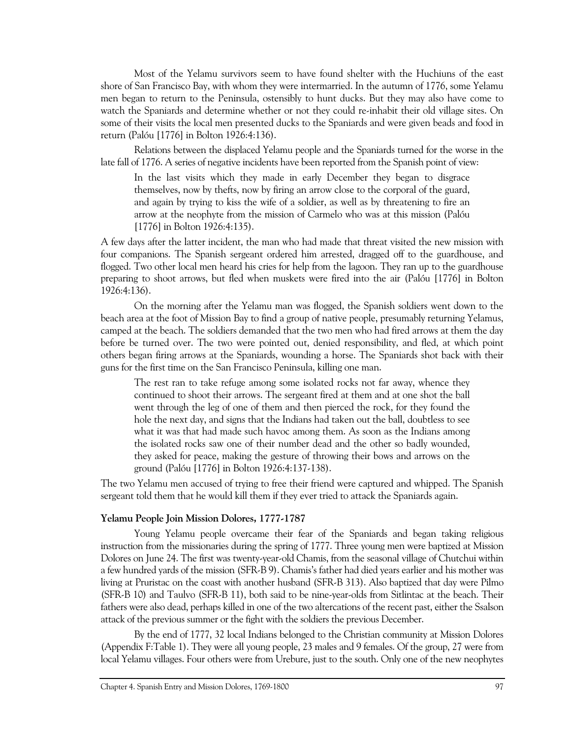Most of the Yelamu survivors seem to have found shelter with the Huchiuns of the east shore of San Francisco Bay, with whom they were intermarried. In the autumn of 1776, some Yelamu men began to return to the Peninsula, ostensibly to hunt ducks. But they may also have come to watch the Spaniards and determine whether or not they could re-inhabit their old village sites. On some of their visits the local men presented ducks to the Spaniards and were given beads and food in return (Palóu [1776] in Bolton 1926:4:136).

Relations between the displaced Yelamu people and the Spaniards turned for the worse in the late fall of 1776. A series of negative incidents have been reported from the Spanish point of view:

> In the last visits which they made in early December they began to disgrace themselves, now by thefts, now by firing an arrow close to the corporal of the guard, and again by trying to kiss the wife of a soldier, as well as by threatening to fire an arrow at the neophyte from the mission of Carmelo who was at this mission (Palóu [1776] in Bolton 1926:4:135).

A few days after the latter incident, the man who had made that threat visited the new mission with four companions. The Spanish sergeant ordered him arrested, dragged off to the guardhouse, and flogged. Two other local men heard his cries for help from the lagoon. They ran up to the guardhouse preparing to shoot arrows, but fled when muskets were fired into the air (Palóu [1776] in Bolton 1926:4:136).

On the morning after the Yelamu man was flogged, the Spanish soldiers went down to the beach area at the foot of Mission Bay to find a group of native people, presumably returning Yelamus, camped at the beach. The soldiers demanded that the two men who had fired arrows at them the day before be turned over. The two were pointed out, denied responsibility, and fled, at which point others began firing arrows at the Spaniards, wounding a horse. The Spaniards shot back with their guns for the first time on the San Francisco Peninsula, killing one man.

> The rest ran to take refuge among some isolated rocks not far away, whence they continued to shoot their arrows. The sergeant fired at them and at one shot the ball went through the leg of one of them and then pierced the rock, for they found the hole the next day, and signs that the Indians had taken out the ball, doubtless to see what it was that had made such havoc among them. As soon as the Indians among the isolated rocks saw one of their number dead and the other so badly wounded, they asked for peace, making the gesture of throwing their bows and arrows on the ground (Palóu [1776] in Bolton 1926:4:137-138).

The two Yelamu men accused of trying to free their friend were captured and whipped. The Spanish sergeant told them that he would kill them if they ever tried to attack the Spaniards again.

### Yelamu People Join Mission Dolores, 1777-1787

Young Yelamu people overcame their fear of the Spaniards and began taking religious instruction from the missionaries during the spring of 1777. Three young men were baptized at Mission Dolores on June 24. The first was twenty-year-old Chamis, from the seasonal village of Chutchui within a few hundred yards of the mission (SFR-B 9). Chamis's father had died years earlier and his mother was living at Praristac on the coast with another husband (SFR-B 313). Also baptized that day were Pilmo (SFR-B 10) and Taulvo (SFR-B 11), both said to be nine-year-olds from Sitlintac at the beach. Their fathers were also dead, perhaps killed in one of the two altercations of the recent past, either the Ssalson attack of the previous summer or the fight with the soldiers the previous December.

By the end of 1777, 32 local Indians belonged to the Christian community at Mission Dolores (Appendix F:Table 1). They were all young people, 23 males and 9 females. Of the group, 27 were from local Yelamu villages. Four others were from Urebure, just to the south. Only one of the new neophytes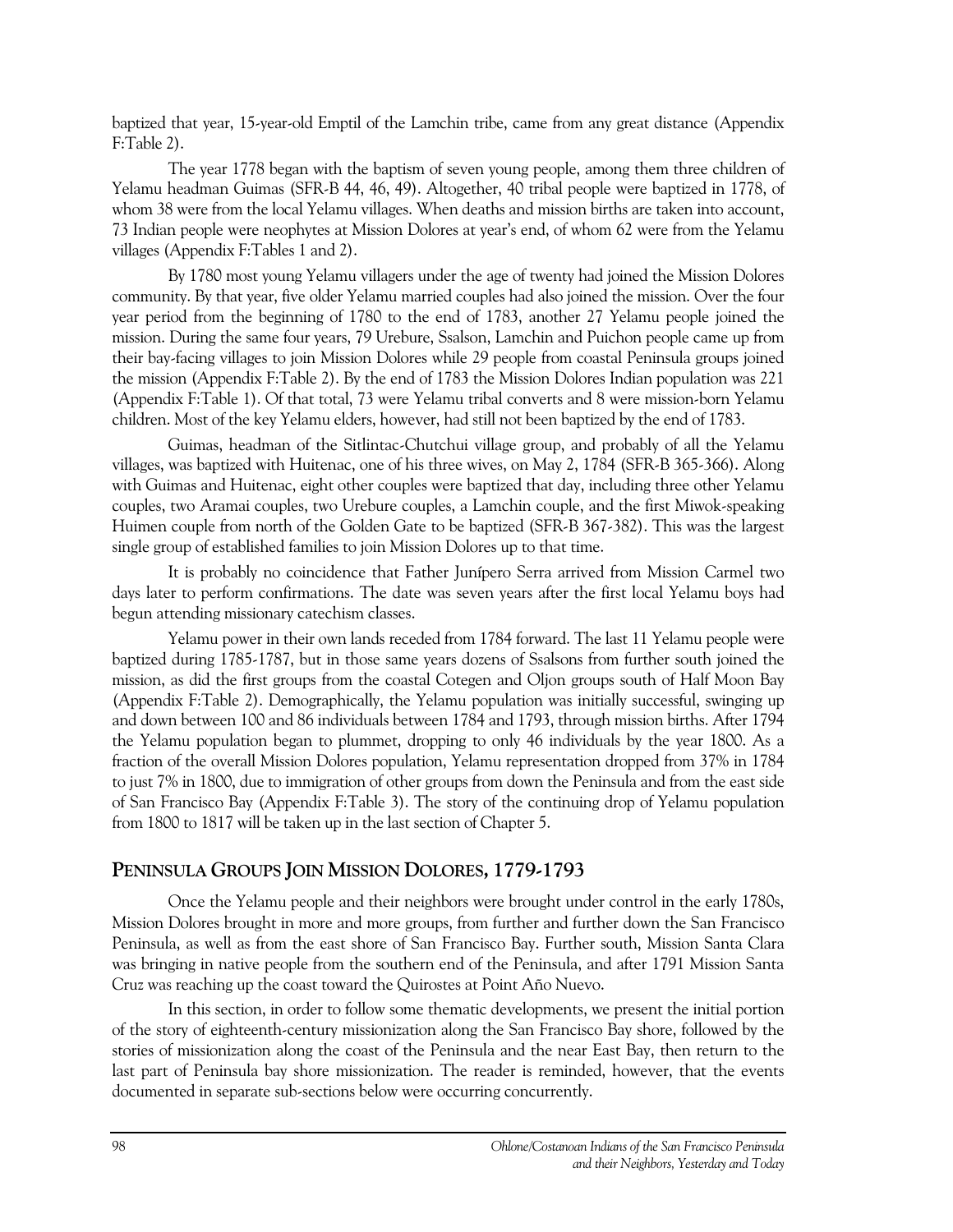baptized that year, 15-year-old Emptil of the Lamchin tribe, came from any great distance (Appendix F:Table 2).

The year 1778 began with the baptism of seven young people, among them three children of Yelamu headman Guimas (SFR-B 44, 46, 49). Altogether, 40 tribal people were baptized in 1778, of whom 38 were from the local Yelamu villages. When deaths and mission births are taken into account, 73 Indian people were neophytes at Mission Dolores at year's end, of whom 62 were from the Yelamu villages (Appendix F:Tables 1 and 2).

By 1780 most young Yelamu villagers under the age of twenty had joined the Mission Dolores community. By that year, five older Yelamu married couples had also joined the mission. Over the four year period from the beginning of 1780 to the end of 1783, another 27 Yelamu people joined the mission. During the same four years, 79 Urebure, Ssalson, Lamchin and Puichon people came up from their bay-facing villages to join Mission Dolores while 29 people from coastal Peninsula groups joined the mission (Appendix F:Table 2). By the end of 1783 the Mission Dolores Indian population was 221 (Appendix F:Table 1). Of that total, 73 were Yelamu tribal converts and 8 were mission-born Yelamu children. Most of the key Yelamu elders, however, had still not been baptized by the end of 1783.

Guimas, headman of the Sitlintac-Chutchui village group, and probably of all the Yelamu villages, was baptized with Huitenac, one of his three wives, on May 2, 1784 (SFR-B 365-366). Along with Guimas and Huitenac, eight other couples were baptized that day, including three other Yelamu couples, two Aramai couples, two Urebure couples, a Lamchin couple, and the first Miwok-speaking Huimen couple from north of the Golden Gate to be baptized (SFR-B 367-382). This was the largest single group of established families to join Mission Dolores up to that time.

It is probably no coincidence that Father Junípero Serra arrived from Mission Carmel two days later to perform confirmations. The date was seven years after the first local Yelamu boys had begun attending missionary catechism classes.

Yelamu power in their own lands receded from 1784 forward. The last 11 Yelamu people were baptized during 1785-1787, but in those same years dozens of Ssalsons from further south joined the mission, as did the first groups from the coastal Cotegen and Oljon groups south of Half Moon Bay (Appendix F:Table 2). Demographically, the Yelamu population was initially successful, swinging up and down between 100 and 86 individuals between 1784 and 1793, through mission births. After 1794 the Yelamu population began to plummet, dropping to only 46 individuals by the year 1800. As a fraction of the overall Mission Dolores population, Yelamu representation dropped from 37% in 1784 to just 7% in 1800, due to immigration of other groups from down the Peninsula and from the east side of San Francisco Bay (Appendix F:Table 3). The story of the continuing drop of Yelamu population from 1800 to 1817 will be taken up in the last section of Chapter 5.

## PENINSULA GROUPS JOIN MISSION DOLORES, 1779-1793

Once the Yelamu people and their neighbors were brought under control in the early 1780s, Mission Dolores brought in more and more groups, from further and further down the San Francisco Peninsula, as well as from the east shore of San Francisco Bay. Further south, Mission Santa Clara was bringing in native people from the southern end of the Peninsula, and after 1791 Mission Santa Cruz was reaching up the coast toward the Quirostes at Point Año Nuevo.

In this section, in order to follow some thematic developments, we present the initial portion of the story of eighteenth-century missionization along the San Francisco Bay shore, followed by the stories of missionization along the coast of the Peninsula and the near East Bay, then return to the last part of Peninsula bay shore missionization. The reader is reminded, however, that the events documented in separate sub-sections below were occurring concurrently.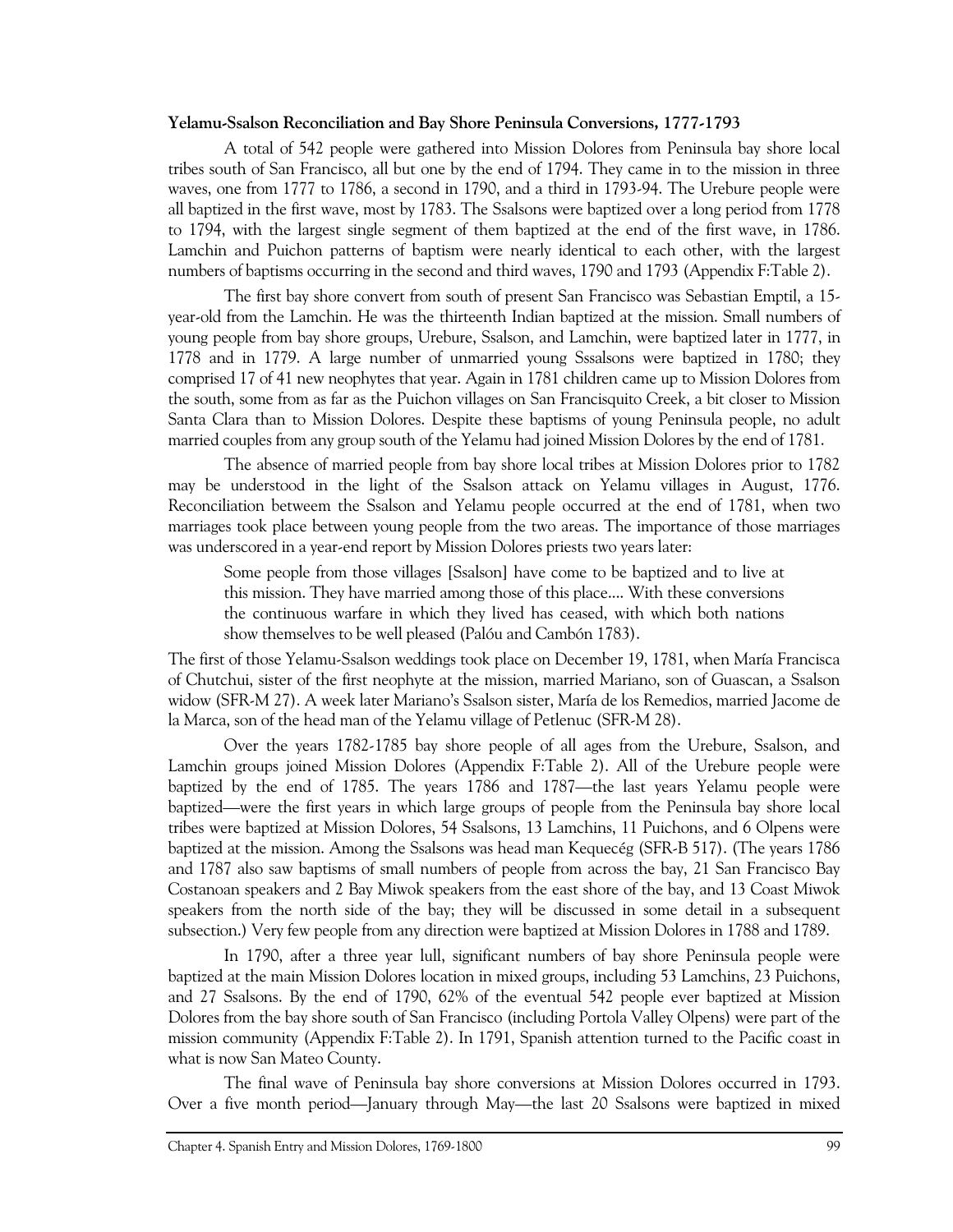**Yelamu-Ssalson Reconciliation and Bay Shore Peninsula Conversions, 1777-1793**

A total of 542 people were gathered into Mission Dolores from Peninsula bay shore local tribes south of San Francisco, all but one by the end of 1794. They came in to the mission in three waves, one from 1777 to 1786, a second in 1790, and a third in 1793-94. The Urebure people were all baptized in the first wave, most by 1783. The Ssalsons were baptized over a long period from 1778 to 1794, with the largest single segment of them baptized at the end of the first wave, in 1786. Lamchin and Puichon patterns of baptism were nearly identical to each other, with the largest numbers of baptisms occurring in the second and third waves, 1790 and 1793 (Appendix F:Table 2).

The first bay shore convert from south of present San Francisco was Sebastian Emptil, a 15-year-old from the Lamchin. He was the thirteenth Indian baptized at the mission. Small numbers of young people from bay shore groups, Urebure, Ssalson, and Lamchin, were baptized later in 1777, in 1778 and in 1779. A large number of unmarried young Sssalsons were baptized in 1780; they comprised 17 of 41 new neophytes that year. Again in 1781 children came up to Mission Dolores from the south, some from as far as the Puichon villages on San Francisquito Creek, a bit closer to Mission Santa Clara than to Mission Dolores. Despite these baptisms of young Peninsula people, no adult married couples from any group south of the Yelamu had joined Mission Dolores by the end of 1781.

The absence of married people from bay shore local tribes at Mission Dolores prior to 1782 may be understood in the light of the Ssalson attack on Yelamu villages in August, 1776. Reconciliation betweem the Ssalson and Yelamu people occurred at the end of 1781, when two marriages took place between young people from the two areas. The importance of those marriages was underscored in a year-end report by Mission Dolores priests two years later:

> Some people from those villages [Ssalson] have come to be baptized and to live at this mission. They have married among those of this place.... With these conversions the continuous warfare in which they lived has ceased, with which both nations show themselves to be well pleased (Palóu and Cambón 1783).

The first of those Yelamu-Ssalson weddings took place on December 19, 1781, when María Francisca of Chutchui, sister of the first neophyte at the mission, married Mariano, son of Guascan, a Ssalson widow (SFR-M 27). A week later Mariano's Ssalson sister, María de los Remedios, married Jacome de la Marca, son of the head man of the Yelamu village of Petlenuc (SFR-M 28).

Over the years 1782-1785 bay shore people of all ages from the Urebure, Ssalson, and Lamchin groups joined Mission Dolores (Appendix F:Table 2). All of the Urebure people were baptized by the end of 1785. The years 1786 and 1787—the last years Yelamu people were baptized—were the first years in which large groups of people from the Peninsula bay shore local tribes were baptized at Mission Dolores, 54 Ssalsons, 13 Lamchins, 11 Puichons, and 6 Olpens were baptized at the mission. Among the Ssalsons was head man Kequecég (SFR-B 517). (The years 1786 and 1787 also saw baptisms of small numbers of people from across the bay, 21 San Francisco Bay Costanoan speakers and 2 Bay Miwok speakers from the east shore of the bay, and 13 Coast Miwok speakers from the north side of the bay; they will be discussed in some detail in a subsequent subsection.) Very few people from any direction were baptized at Mission Dolores in 1788 and 1789.

In 1790, after a three year lull, significant numbers of bay shore Peninsula people were baptized at the main Mission Dolores location in mixed groups, including 53 Lamchins, 23 Puichons, and 27 Ssalsons. By the end of 1790, 62% of the eventual 542 people ever baptized at Mission Dolores from the bay shore south of San Francisco (including Portola Valley Olpens) were part of the mission community (Appendix F:Table 2). In 1791, Spanish attention turned to the Pacific coast in what is now San Mateo County.

The final wave of Peninsula bay shore conversions at Mission Dolores occurred in 1793. Over a five month period—January through May—the last 20 Ssalsons were baptized in mixed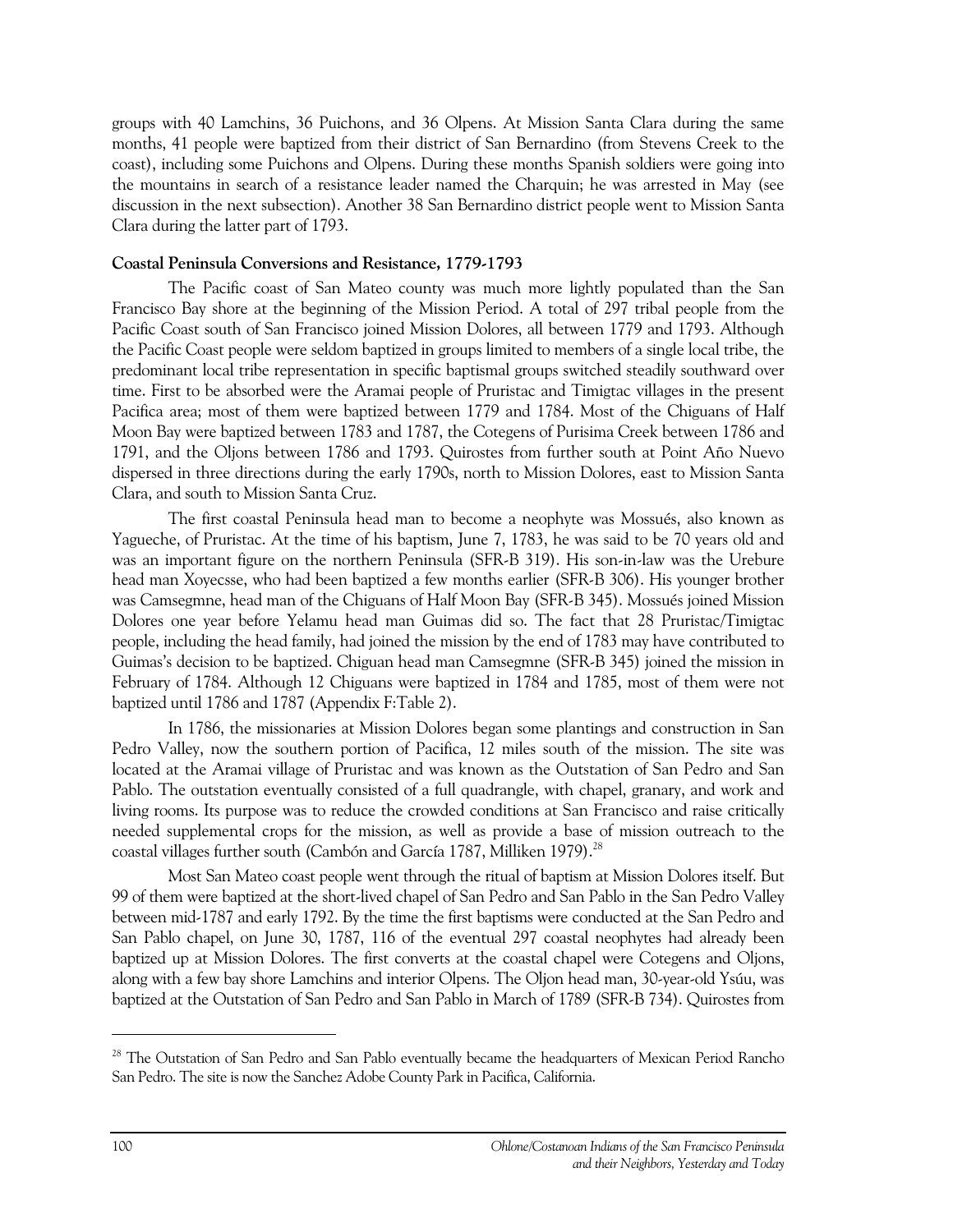groups with 40 Lamchins, 36 Puichons, and 36 Olpens. At Mission Santa Clara during the same months, 41 people were baptized from their district of San Bernardino (from Stevens Creek to the coast), including some Puichons and Olpens. During these months Spanish soldiers were going into the mountains in search of a resistance leader named the Charquin; he was arrested in May (see discussion in the next subsection). Another 38 San Bernardino district people went to Mission Santa Clara during the latter part of 1793.

**Coastal Peninsula Conversions and Resistance, 1779-1793**

The Pacific coast of San Mateo county was much more lightly populated than the San Francisco Bay shore at the beginning of the Mission Period. A total of 297 tribal people from the Pacific Coast south of San Francisco joined Mission Dolores, all between 1779 and 1793. Although the Pacific Coast people were seldom baptized in groups limited to members of a single local tribe, the predominant local tribe representation in specific baptismal groups switched steadily southward over time. First to be absorbed were the Aramai people of Pruristac and Timigtac villages in the present Pacifica area; most of them were baptized between 1779 and 1784. Most of the Chiguans of Half Moon Bay were baptized between 1783 and 1787, the Cotegens of Purisima Creek between 1786 and 1791, and the Oljons between 1786 and 1793. Quirostes from further south at Point Año Nuevo dispersed in three directions during the early 1790s, north to Mission Dolores, east to Mission Santa Clara, and south to Mission Santa Cruz.

The first coastal Peninsula head man to become a neophyte was Mossués, also known as Yagueche, of Pruristac. At the time of his baptism, June 7, 1783, he was said to be 70 years old and was an important figure on the northern Peninsula (SFR-B 319). His son-in-law was the Urebure head man Xoyecsse, who had been baptized a few months earlier (SFR-B 306). His younger brother was Camsegmne, head man of the Chiguans of Half Moon Bay (SFR-B 345). Mossués joined Mission Dolores one year before Yelamu head man Guimas did so. The fact that 28 Pruristac/Timigtac people, including the head family, had joined the mission by the end of 1783 may have contributed to Guimas's decision to be baptized. Chiguan head man Camsegmne (SFR-B 345) joined the mission in February of 1784. Although 12 Chiguans were baptized in 1784 and 1785, most of them were not baptized until 1786 and 1787 (Appendix F:Table 2).

In 1786, the missionaries at Mission Dolores began some plantings and construction in San Pedro Valley, now the southern portion of Pacifica, 12 miles south of the mission. The site was located at the Aramai village of Pruristac and was known as the Outstation of San Pedro and San Pablo. The outstation eventually consisted of a full quadrangle, with chapel, granary, and work and living rooms. Its purpose was to reduce the crowded conditions at San Francisco and raise critically needed supplemental crops for the mission, as well as provide a base of mission outreach to the coastal villages further south (Cambón and García 1787, Milliken 1979).[28]

Most San Mateo coast people went through the ritual of baptism at Mission Dolores itself. But 99 of them were baptized at the short-lived chapel of San Pedro and San Pablo in the San Pedro Valley between mid-1787 and early 1792. By the time the first baptisms were conducted at the San Pedro and San Pablo chapel, on June 30, 1787, 116 of the eventual 297 coastal neophytes had already been baptized up at Mission Dolores. The first converts at the coastal chapel were Cotegens and Oljons, along with a few bay shore Lamchins and interior Olpens. The Oljon head man, 30-year-old Ysúu, was baptized at the Outstation of San Pedro and San Pablo in March of 1789 (SFR-B 734). Quirostes from

---

[28] The Outstation of San Pedro and San Pablo eventually became the headquarters of Mexican Period Rancho San Pedro. The site is now the Sanchez Adobe County Park in Pacifica, California.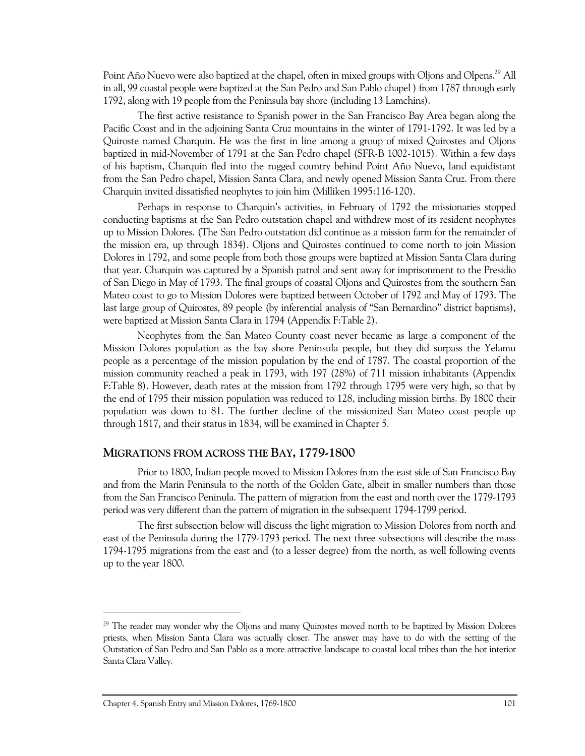Point Año Nuevo were also baptized at the chapel, often in mixed groups with Oljons and Olpens.[29] All in all, 99 coastal people were baptized at the San Pedro and San Pablo chapel ) from 1787 through early 1792, along with 19 people from the Peninsula bay shore (including 13 Lamchins).

The first active resistance to Spanish power in the San Francisco Bay Area began along the Pacific Coast and in the adjoining Santa Cruz mountains in the winter of 1791-1792. It was led by a Quiroste named Charquin. He was the first in line among a group of mixed Quirostes and Oljons baptized in mid-November of 1791 at the San Pedro chapel (SFR-B 1002-1015). Within a few days of his baptism, Charquin fled into the rugged country behind Point Año Nuevo, land equidistant from the San Pedro chapel, Mission Santa Clara, and newly opened Mission Santa Cruz. From there Charquin invited dissatisfied neophytes to join him (Milliken 1995:116-120).

Perhaps in response to Charquin's activities, in February of 1792 the missionaries stopped conducting baptisms at the San Pedro outstation chapel and withdrew most of its resident neophytes up to Mission Dolores. (The San Pedro outstation did continue as a mission farm for the remainder of the mission era, up through 1834). Oljons and Quirostes continued to come north to join Mission Dolores in 1792, and some people from both those groups were baptized at Mission Santa Clara during that year. Charquin was captured by a Spanish patrol and sent away for imprisonment to the Presidio of San Diego in May of 1793. The final groups of coastal Oljons and Quirostes from the southern San Mateo coast to go to Mission Dolores were baptized between October of 1792 and May of 1793. The last large group of Quirostes, 89 people (by inferential analysis of "San Bernardino" district baptisms), were baptized at Mission Santa Clara in 1794 (Appendix F:Table 2).

Neophytes from the San Mateo County coast never became as large a component of the Mission Dolores population as the bay shore Peninsula people, but they did surpass the Yelamu people as a percentage of the mission population by the end of 1787. The coastal proportion of the mission community reached a peak in 1793, with 197 (28%) of 711 mission inhabitants (Appendix F:Table 8). However, death rates at the mission from 1792 through 1795 were very high, so that by the end of 1795 their mission population was reduced to 128, including mission births. By 1800 their population was down to 81. The further decline of the missionized San Mateo coast people up through 1817, and their status in 1834, will be examined in Chapter 5.

## MIGRATIONS FROM ACROSS THE BAY, 1779-1800

Prior to 1800, Indian people moved to Mission Dolores from the east side of San Francisco Bay and from the Marin Peninsula to the north of the Golden Gate, albeit in smaller numbers than those from the San Francisco Peninula. The pattern of migration from the east and north over the 1779-1793 period was very different than the pattern of migration in the subsequent 1794-1799 period.

The first subsection below will discuss the light migration to Mission Dolores from north and east of the Peninsula during the 1779-1793 period. The next three subsections will describe the mass 1794-1795 migrations from the east and (to a lesser degree) from the north, as well following events up to the year 1800.

---

[29] The reader may wonder why the Oljons and many Quirostes moved north to be baptized by Mission Dolores priests, when Mission Santa Clara was actually closer. The answer may have to do with the setting of the Outstation of San Pedro and San Pablo as a more attractive landscape to coastal local tribes than the hot interior Santa Clara Valley.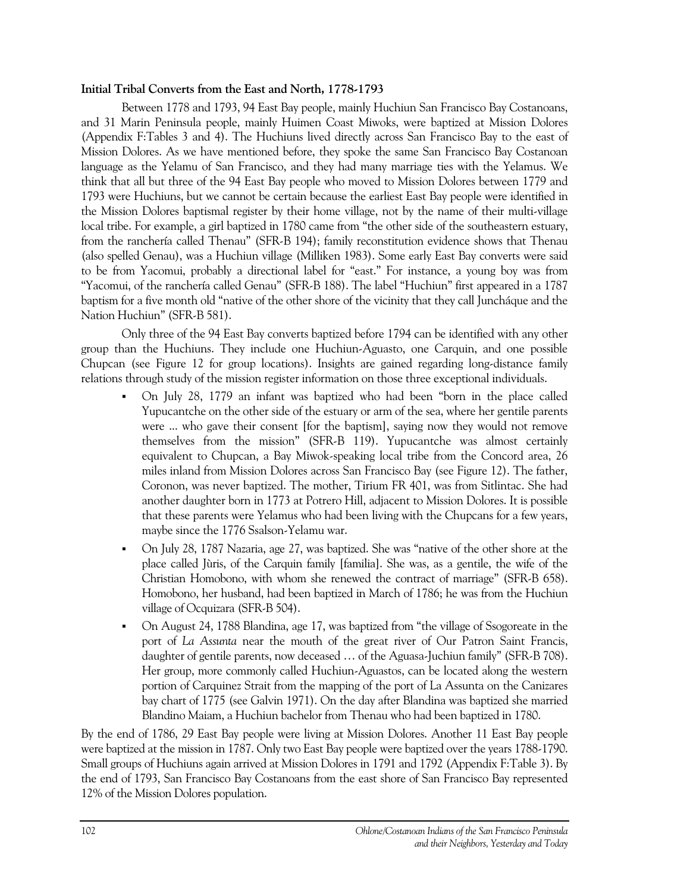**Initial Tribal Converts from the East and North, 1778-1793**

Between 1778 and 1793, 94 East Bay people, mainly Huchiun San Francisco Bay Costanoans, and 31 Marin Peninsula people, mainly Huimen Coast Miwoks, were baptized at Mission Dolores (Appendix F:Tables 3 and 4). The Huchiuns lived directly across San Francisco Bay to the east of Mission Dolores. As we have mentioned before, they spoke the same San Francisco Bay Costanoan language as the Yelamu of San Francisco, and they had many marriage ties with the Yelamus. We think that all but three of the 94 East Bay people who moved to Mission Dolores between 1779 and 1793 were Huchiuns, but we cannot be certain because the earliest East Bay people were identified in the Mission Dolores baptismal register by their home village, not by the name of their multi-village local tribe. For example, a girl baptized in 1780 came from "the other side of the southeastern estuary, from the ranchería called Thenau" (SFR-B 194); family reconstitution evidence shows that Thenau (also spelled Genau), was a Huchiun village (Milliken 1983). Some early East Bay converts were said to be from Yacomui, probably a directional label for "east." For instance, a young boy was from "Yacomui, of the ranchería called Genau" (SFR-B 188). The label "Huchiun" first appeared in a 1787 baptism for a five month old "native of the other shore of the vicinity that they call Juncháque and the Nation Huchiun" (SFR-B 581).

Only three of the 94 East Bay converts baptized before 1794 can be identified with any other group than the Huchiuns. They include one Huchiun-Aguasto, one Carquin, and one possible Chupcan (see Figure 12 for group locations). Insights are gained regarding long-distance family relations through study of the mission register information on those three exceptional individuals.

- On July 28, 1779 an infant was baptized who had been "born in the place called Yupucantche on the other side of the estuary or arm of the sea, where her gentile parents were ... who gave their consent [for the baptism], saying now they would not remove themselves from the mission" (SFR-B 119). Yupucantche was almost certainly equivalent to Chupcan, a Bay Miwok-speaking local tribe from the Concord area, 26 miles inland from Mission Dolores across San Francisco Bay (see Figure 12). The father, Coronon, was never baptized. The mother, Tirium FR 401, was from Sitlintac. She had another daughter born in 1773 at Potrero Hill, adjacent to Mission Dolores. It is possible that these parents were Yelamus who had been living with the Chupcans for a few years, maybe since the 1776 Ssalson-Yelamu war.
- On July 28, 1787 Nazaria, age 27, was baptized. She was "native of the other shore at the place called Jùris, of the Carquin family [familia]. She was, as a gentile, the wife of the Christian Homobono, with whom she renewed the contract of marriage" (SFR-B 658). Homobono, her husband, had been baptized in March of 1786; he was from the Huchiun village of Ocquizara (SFR-B 504).
- On August 24, 1788 Blandina, age 17, was baptized from "the village of Ssogoreate in the port of *La Assunta* near the mouth of the great river of Our Patron Saint Francis, daughter of gentile parents, now deceased … of the Aguasa-Juchiun family" (SFR-B 708). Her group, more commonly called Huchiun-Aguastos, can be located along the western portion of Carquinez Strait from the mapping of the port of La Assunta on the Canizares bay chart of 1775 (see Galvin 1971). On the day after Blandina was baptized she married Blandino Maiam, a Huchiun bachelor from Thenau who had been baptized in 1780.

By the end of 1786, 29 East Bay people were living at Mission Dolores. Another 11 East Bay people were baptized at the mission in 1787. Only two East Bay people were baptized over the years 1788-1790. Small groups of Huchiuns again arrived at Mission Dolores in 1791 and 1792 (Appendix F:Table 3). By the end of 1793, San Francisco Bay Costanoans from the east shore of San Francisco Bay represented 12% of the Mission Dolores population.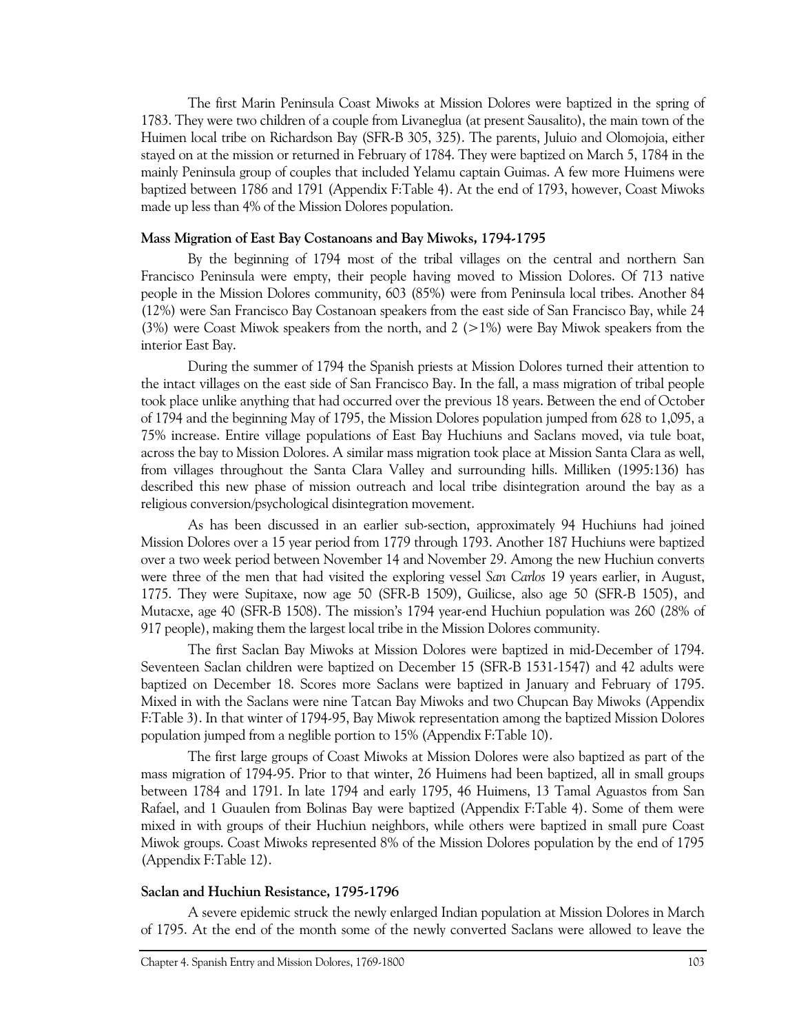The first Marin Peninsula Coast Miwoks at Mission Dolores were baptized in the spring of 1783. They were two children of a couple from Livaneglua (at present Sausalito), the main town of the Huimen local tribe on Richardson Bay (SFR-B 305, 325). The parents, Juluio and Olomojoia, either stayed on at the mission or returned in February of 1784. They were baptized on March 5, 1784 in the mainly Peninsula group of couples that included Yelamu captain Guimas. A few more Huimens were baptized between 1786 and 1791 (Appendix F:Table 4). At the end of 1793, however, Coast Miwoks made up less than 4% of the Mission Dolores population.

### Mass Migration of East Bay Costanoans and Bay Miwoks, 1794-1795

By the beginning of 1794 most of the tribal villages on the central and northern San Francisco Peninsula were empty, their people having moved to Mission Dolores. Of 713 native people in the Mission Dolores community, 603 (85%) were from Peninsula local tribes. Another 84 (12%) were San Francisco Bay Costanoan speakers from the east side of San Francisco Bay, while 24 (3%) were Coast Miwok speakers from the north, and 2 (>1%) were Bay Miwok speakers from the interior East Bay.

During the summer of 1794 the Spanish priests at Mission Dolores turned their attention to the intact villages on the east side of San Francisco Bay. In the fall, a mass migration of tribal people took place unlike anything that had occurred over the previous 18 years. Between the end of October of 1794 and the beginning May of 1795, the Mission Dolores population jumped from 628 to 1,095, a 75% increase. Entire village populations of East Bay Huchiuns and Saclans moved, via tule boat, across the bay to Mission Dolores. A similar mass migration took place at Mission Santa Clara as well, from villages throughout the Santa Clara Valley and surrounding hills. Milliken (1995:136) has described this new phase of mission outreach and local tribe disintegration around the bay as a religious conversion/psychological disintegration movement.

As has been discussed in an earlier sub-section, approximately 94 Huchiuns had joined Mission Dolores over a 15 year period from 1779 through 1793. Another 187 Huchiuns were baptized over a two week period between November 14 and November 29. Among the new Huchiun converts were three of the men that had visited the exploring vessel *San Carlos* 19 years earlier, in August, 1775. They were Supitaxe, now age 50 (SFR-B 1509), Guilicse, also age 50 (SFR-B 1505), and Mutacxe, age 40 (SFR-B 1508). The mission's 1794 year-end Huchiun population was 260 (28% of 917 people), making them the largest local tribe in the Mission Dolores community.

The first Saclan Bay Miwoks at Mission Dolores were baptized in mid-December of 1794. Seventeen Saclan children were baptized on December 15 (SFR-B 1531-1547) and 42 adults were baptized on December 18. Scores more Saclans were baptized in January and February of 1795. Mixed in with the Saclans were nine Tatcan Bay Miwoks and two Chupcan Bay Miwoks (Appendix F:Table 3). In that winter of 1794-95, Bay Miwok representation among the baptized Mission Dolores population jumped from a neglible portion to 15% (Appendix F:Table 10).

The first large groups of Coast Miwoks at Mission Dolores were also baptized as part of the mass migration of 1794-95. Prior to that winter, 26 Huimens had been baptized, all in small groups between 1784 and 1791. In late 1794 and early 1795, 46 Huimens, 13 Tamal Aguastos from San Rafael, and 1 Guaulen from Bolinas Bay were baptized (Appendix F:Table 4). Some of them were mixed in with groups of their Huchiun neighbors, while others were baptized in small pure Coast Miwok groups. Coast Miwoks represented 8% of the Mission Dolores population by the end of 1795 (Appendix F:Table 12).

### Saclan and Huchiun Resistance, 1795-1796

A severe epidemic struck the newly enlarged Indian population at Mission Dolores in March of 1795. At the end of the month some of the newly converted Saclans were allowed to leave the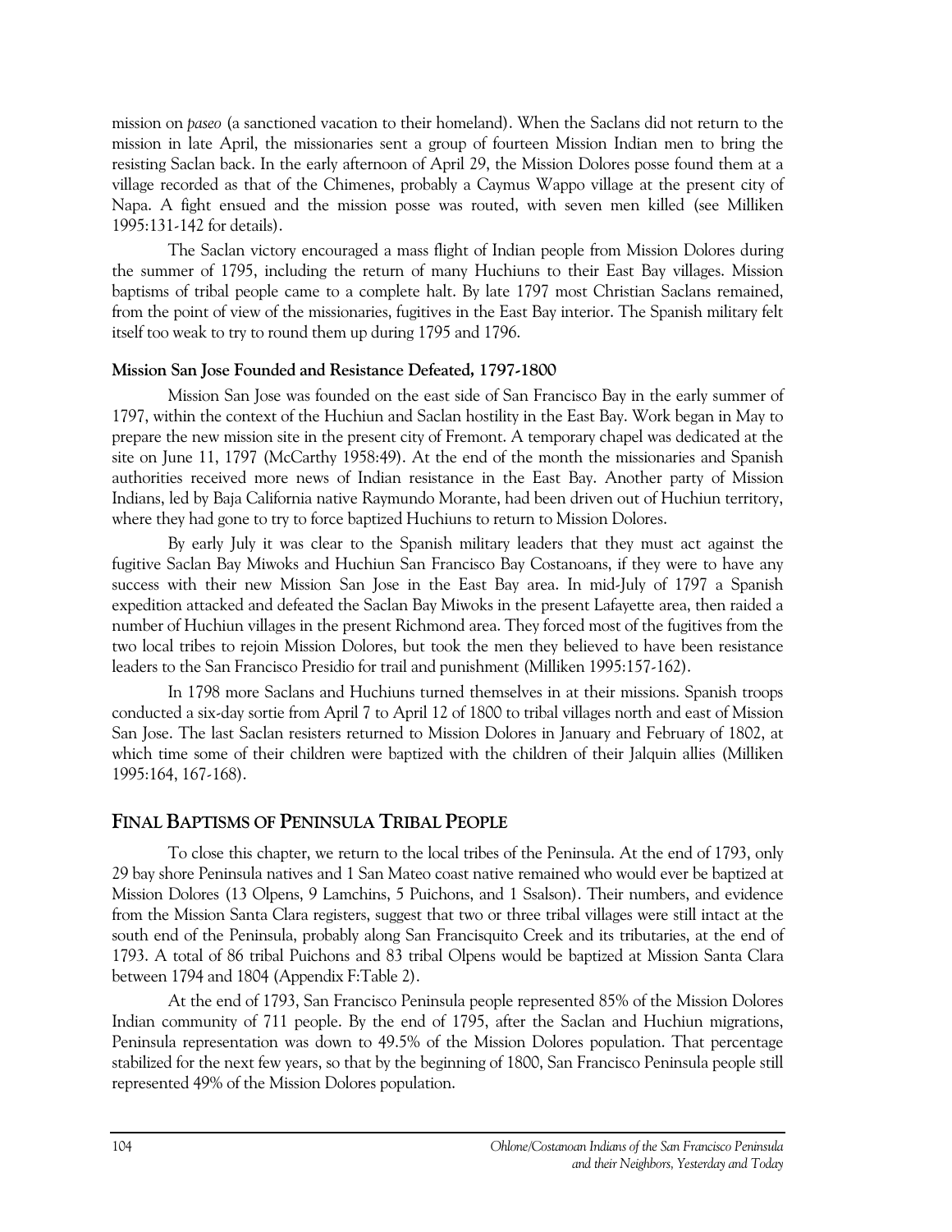mission on *paseo* (a sanctioned vacation to their homeland). When the Saclans did not return to the mission in late April, the missionaries sent a group of fourteen Mission Indian men to bring the resisting Saclan back. In the early afternoon of April 29, the Mission Dolores posse found them at a village recorded as that of the Chimenes, probably a Caymus Wappo village at the present city of Napa. A fight ensued and the mission posse was routed, with seven men killed (see Milliken 1995:131-142 for details).

The Saclan victory encouraged a mass flight of Indian people from Mission Dolores during the summer of 1795, including the return of many Huchiuns to their East Bay villages. Mission baptisms of tribal people came to a complete halt. By late 1797 most Christian Saclans remained, from the point of view of the missionaries, fugitives in the East Bay interior. The Spanish military felt itself too weak to try to round them up during 1795 and 1796.

### Mission San Jose Founded and Resistance Defeated, 1797-1800

Mission San Jose was founded on the east side of San Francisco Bay in the early summer of 1797, within the context of the Huchiun and Saclan hostility in the East Bay. Work began in May to prepare the new mission site in the present city of Fremont. A temporary chapel was dedicated at the site on June 11, 1797 (McCarthy 1958:49). At the end of the month the missionaries and Spanish authorities received more news of Indian resistance in the East Bay. Another party of Mission Indians, led by Baja California native Raymundo Morante, had been driven out of Huchiun territory, where they had gone to try to force baptized Huchiuns to return to Mission Dolores.

By early July it was clear to the Spanish military leaders that they must act against the fugitive Saclan Bay Miwoks and Huchiun San Francisco Bay Costanoans, if they were to have any success with their new Mission San Jose in the East Bay area. In mid-July of 1797 a Spanish expedition attacked and defeated the Saclan Bay Miwoks in the present Lafayette area, then raided a number of Huchiun villages in the present Richmond area. They forced most of the fugitives from the two local tribes to rejoin Mission Dolores, but took the men they believed to have been resistance leaders to the San Francisco Presidio for trail and punishment (Milliken 1995:157-162).

In 1798 more Saclans and Huchiuns turned themselves in at their missions. Spanish troops conducted a six-day sortie from April 7 to April 12 of 1800 to tribal villages north and east of Mission San Jose. The last Saclan resisters returned to Mission Dolores in January and February of 1802, at which time some of their children were baptized with the children of their Jalquin allies (Milliken 1995:164, 167-168).

## Final Baptisms of Peninsula Tribal People

To close this chapter, we return to the local tribes of the Peninsula. At the end of 1793, only 29 bay shore Peninsula natives and 1 San Mateo coast native remained who would ever be baptized at Mission Dolores (13 Olpens, 9 Lamchins, 5 Puichons, and 1 Ssalson). Their numbers, and evidence from the Mission Santa Clara registers, suggest that two or three tribal villages were still intact at the south end of the Peninsula, probably along San Francisquito Creek and its tributaries, at the end of 1793. A total of 86 tribal Puichons and 83 tribal Olpens would be baptized at Mission Santa Clara between 1794 and 1804 (Appendix F:Table 2).

At the end of 1793, San Francisco Peninsula people represented 85% of the Mission Dolores Indian community of 711 people. By the end of 1795, after the Saclan and Huchiun migrations, Peninsula representation was down to 49.5% of the Mission Dolores population. That percentage stabilized for the next few years, so that by the beginning of 1800, San Francisco Peninsula people still represented 49% of the Mission Dolores population.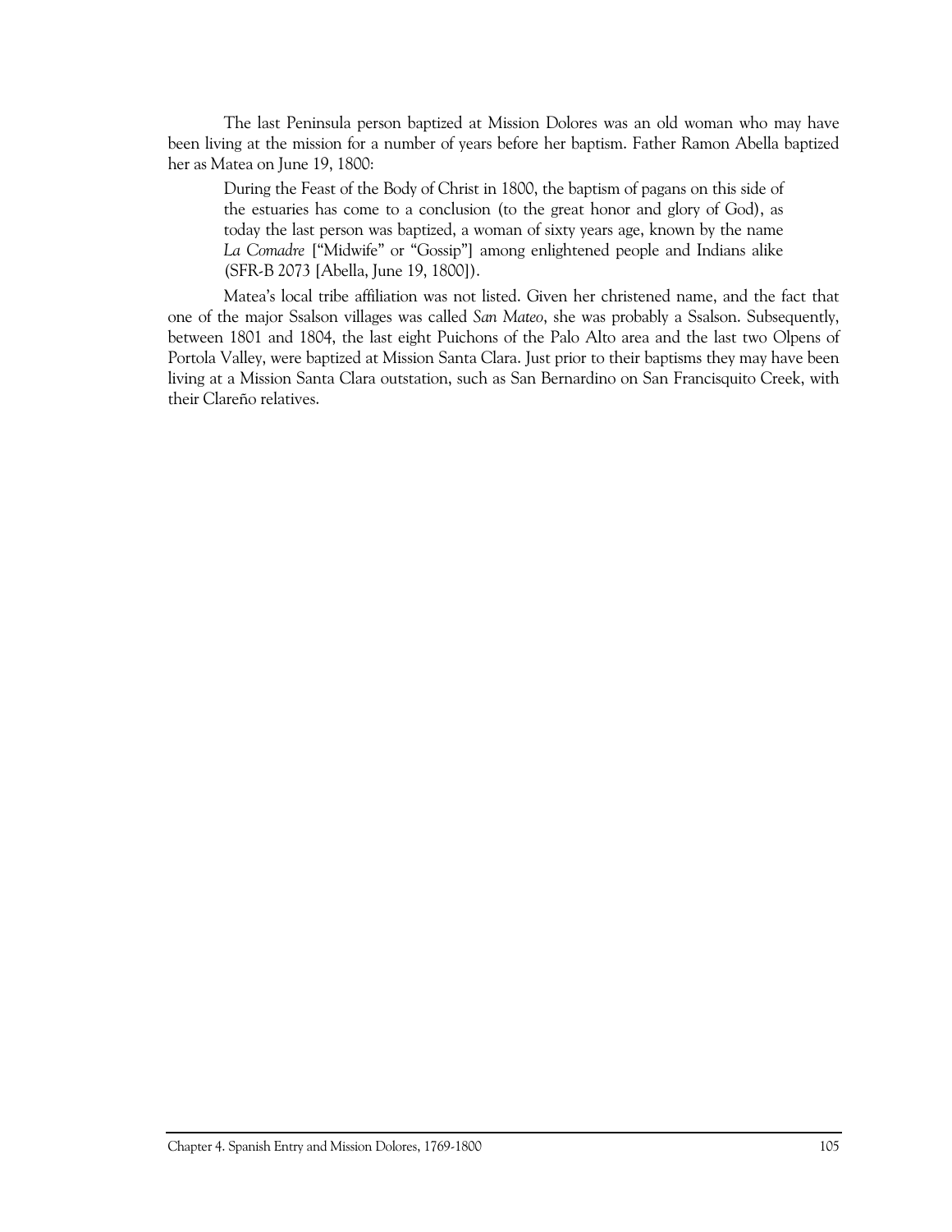The last Peninsula person baptized at Mission Dolores was an old woman who may have been living at the mission for a number of years before her baptism. Father Ramon Abella baptized her as Matea on June 19, 1800:

> During the Feast of the Body of Christ in 1800, the baptism of pagans on this side of the estuaries has come to a conclusion (to the great honor and glory of God), as today the last person was baptized, a woman of sixty years age, known by the name *La Comadre* ["Midwife" or "Gossip"] among enlightened people and Indians alike (SFR-B 2073 [Abella, June 19, 1800]).

Matea's local tribe affiliation was not listed. Given her christened name, and the fact that one of the major Ssalson villages was called *San Mateo*, she was probably a Ssalson. Subsequently, between 1801 and 1804, the last eight Puichons of the Palo Alto area and the last two Olpens of Portola Valley, were baptized at Mission Santa Clara. Just prior to their baptisms they may have been living at a Mission Santa Clara outstation, such as San Bernardino on San Francisquito Creek, with their Clareño relatives.